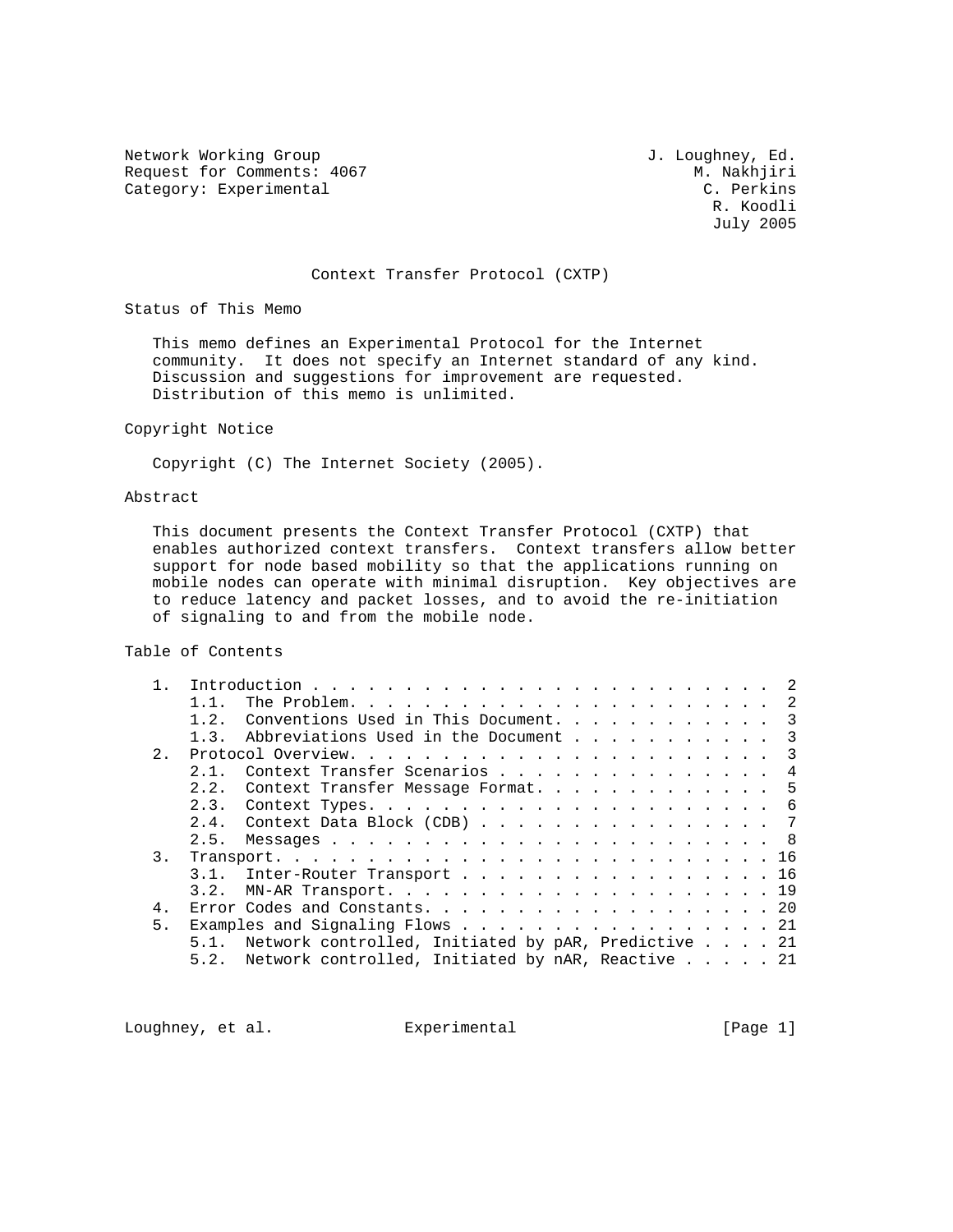Network Working Group J. Loughney, Ed.
Request for Comments: 4067 M. Nakhjiri
Category: Experimental C. Perkins
R. Koodli
July 2005

# Context Transfer Protocol (CXTP)

## Status of This Memo

This memo defines an Experimental Protocol for the Internet community. It does not specify an Internet standard of any kind. Discussion and suggestions for improvement are requested. Distribution of this memo is unlimited.

## Copyright Notice

Copyright (C) The Internet Society (2005).

## Abstract

This document presents the Context Transfer Protocol (CXTP) that enables authorized context transfers. Context transfers allow better support for node based mobility so that the applications running on mobile nodes can operate with minimal disruption. Key objectives are to reduce latency and packet losses, and to avoid the re-initiation of signaling to and from the mobile node.

## Table of Contents

```
   1.  Introduction . . . . . . . . . . . . . . . . . . . . . . . . .  2
       1.1.  The Problem. . . . . . . . . . . . . . . . . . . . . . .  2
       1.2.  Conventions Used in This Document. . . . . . . . . . . .  3
       1.3.  Abbreviations Used in the Document . . . . . . . . . . .  3
   2.  Protocol Overview. . . . . . . . . . . . . . . . . . . . . . .  3
       2.1.  Context Transfer Scenarios . . . . . . . . . . . . . . .  4
       2.2.  Context Transfer Message Format. . . . . . . . . . . . .  5
       2.3.  Context Types. . . . . . . . . . . . . . . . . . . . . .  6
       2.4.  Context Data Block (CDB) . . . . . . . . . . . . . . . .  7
       2.5.  Messages . . . . . . . . . . . . . . . . . . . . . . . .  8
   3.  Transport. . . . . . . . . . . . . . . . . . . . . . . . . . . 16
       3.1.  Inter-Router Transport . . . . . . . . . . . . . . . . . 16
       3.2.  MN-AR Transport. . . . . . . . . . . . . . . . . . . . . 19
   4.  Error Codes and Constants. . . . . . . . . . . . . . . . . . . 20
   5.  Examples and Signaling Flows . . . . . . . . . . . . . . . . . 21
       5.1.  Network controlled, Initiated by pAR, Predictive . . . . 21
       5.2.  Network controlled, Initiated by nAR, Reactive . . . . . 21
```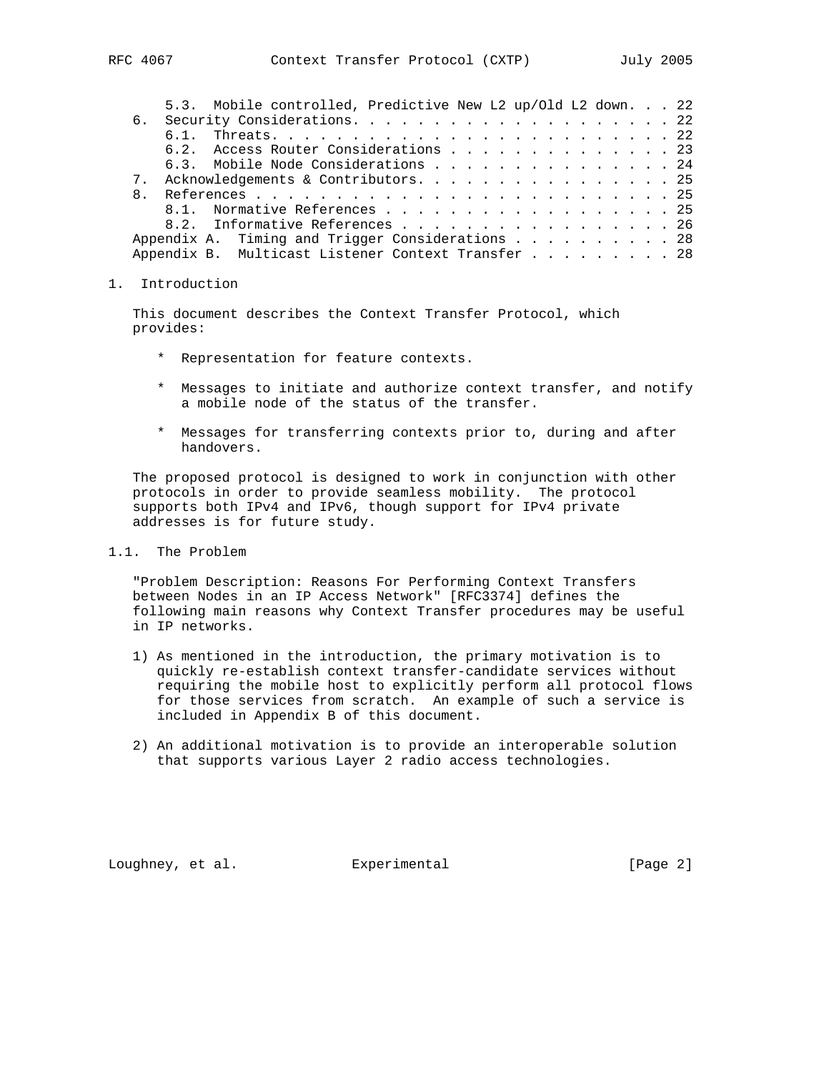5.3. Mobile controlled, Predictive New L2 up/Old L2 down. . . 22
6. Security Considerations. . . . . . . . . . . . . . . . . . . . 22
6.1. Threats. . . . . . . . . . . . . . . . . . . . . . . . . 22
6.2. Access Router Considerations . . . . . . . . . . . . . . 23
6.3. Mobile Node Considerations . . . . . . . . . . . . . . . 24
7. Acknowledgements & Contributors. . . . . . . . . . . . . . . . 25
8. References . . . . . . . . . . . . . . . . . . . . . . . . . . 25
8.1. Normative References . . . . . . . . . . . . . . . . . . 25
8.2. Informative References . . . . . . . . . . . . . . . . . 26
Appendix A. Timing and Trigger Considerations . . . . . . . . . . 28
Appendix B. Multicast Listener Context Transfer . . . . . . . . . 28

# 1. Introduction

This document describes the Context Transfer Protocol, which provides:

* Representation for feature contexts.

* Messages to initiate and authorize context transfer, and notify a mobile node of the status of the transfer.

* Messages for transferring contexts prior to, during and after handovers.

The proposed protocol is designed to work in conjunction with other protocols in order to provide seamless mobility. The protocol supports both IPv4 and IPv6, though support for IPv4 private addresses is for future study.

## 1.1. The Problem

"Problem Description: Reasons For Performing Context Transfers between Nodes in an IP Access Network" [RFC3374] defines the following main reasons why Context Transfer procedures may be useful in IP networks.

1) As mentioned in the introduction, the primary motivation is to quickly re-establish context transfer-candidate services without requiring the mobile host to explicitly perform all protocol flows for those services from scratch. An example of such a service is included in Appendix B of this document.

2) An additional motivation is to provide an interoperable solution that supports various Layer 2 radio access technologies.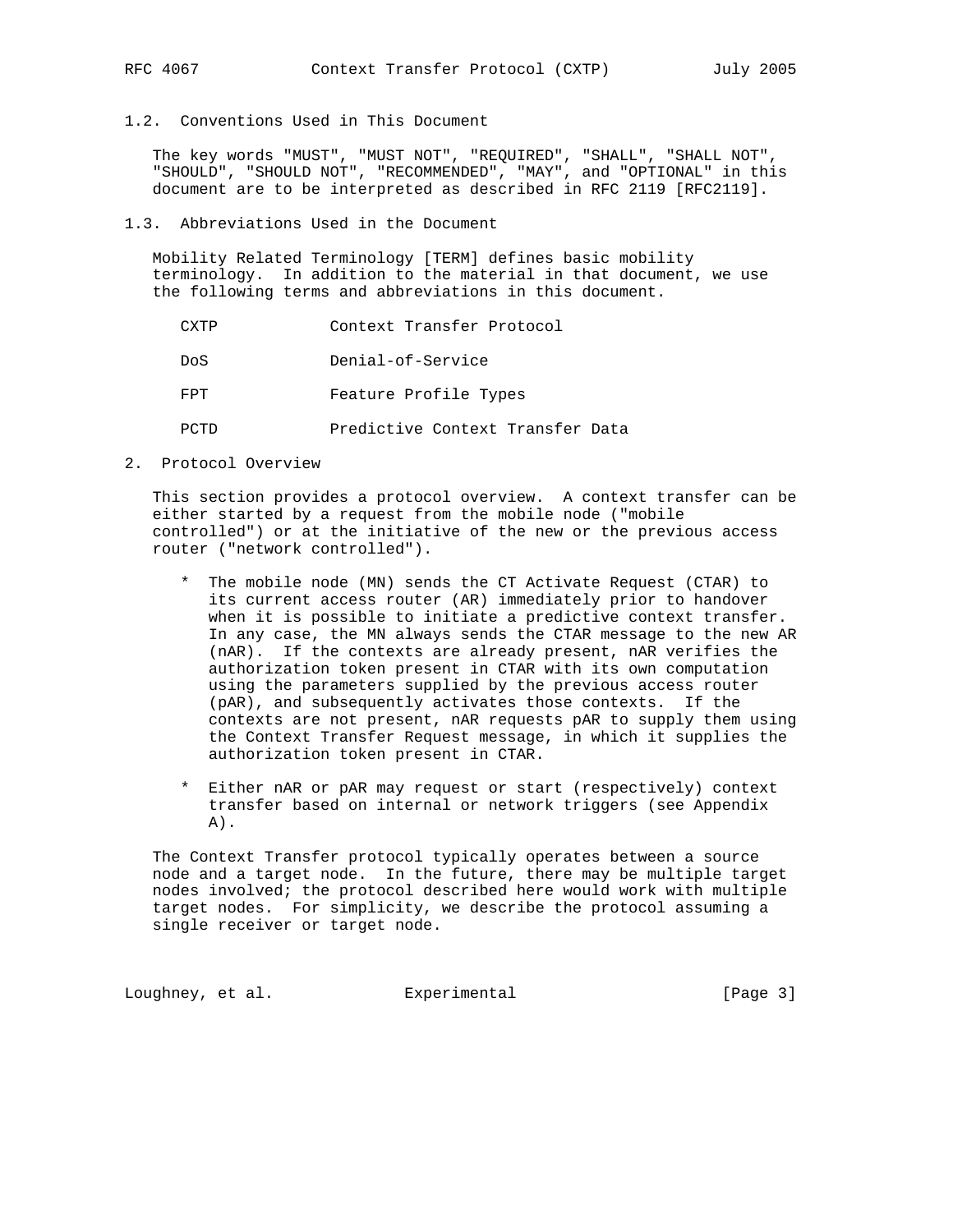### 1.2. Conventions Used in This Document

The key words "MUST", "MUST NOT", "REQUIRED", "SHALL", "SHALL NOT", "SHOULD", "SHOULD NOT", "RECOMMENDED", "MAY", and "OPTIONAL" in this document are to be interpreted as described in RFC 2119 [RFC2119].

### 1.3. Abbreviations Used in the Document

Mobility Related Terminology [TERM] defines basic mobility terminology. In addition to the material in that document, we use the following terms and abbreviations in this document.

| | |
|---|---|
| CXTP | Context Transfer Protocol |
| DoS | Denial-of-Service |
| FPT | Feature Profile Types |
| PCTD | Predictive Context Transfer Data |

## 2. Protocol Overview

This section provides a protocol overview. A context transfer can be either started by a request from the mobile node ("mobile controlled") or at the initiative of the new or the previous access router ("network controlled").

* The mobile node (MN) sends the CT Activate Request (CTAR) to its current access router (AR) immediately prior to handover when it is possible to initiate a predictive context transfer. In any case, the MN always sends the CTAR message to the new AR (nAR). If the contexts are already present, nAR verifies the authorization token present in CTAR with its own computation using the parameters supplied by the previous access router (pAR), and subsequently activates those contexts. If the contexts are not present, nAR requests pAR to supply them using the Context Transfer Request message, in which it supplies the authorization token present in CTAR.

* Either nAR or pAR may request or start (respectively) context transfer based on internal or network triggers (see Appendix A).

The Context Transfer protocol typically operates between a source node and a target node. In the future, there may be multiple target nodes involved; the protocol described here would work with multiple target nodes. For simplicity, we describe the protocol assuming a single receiver or target node.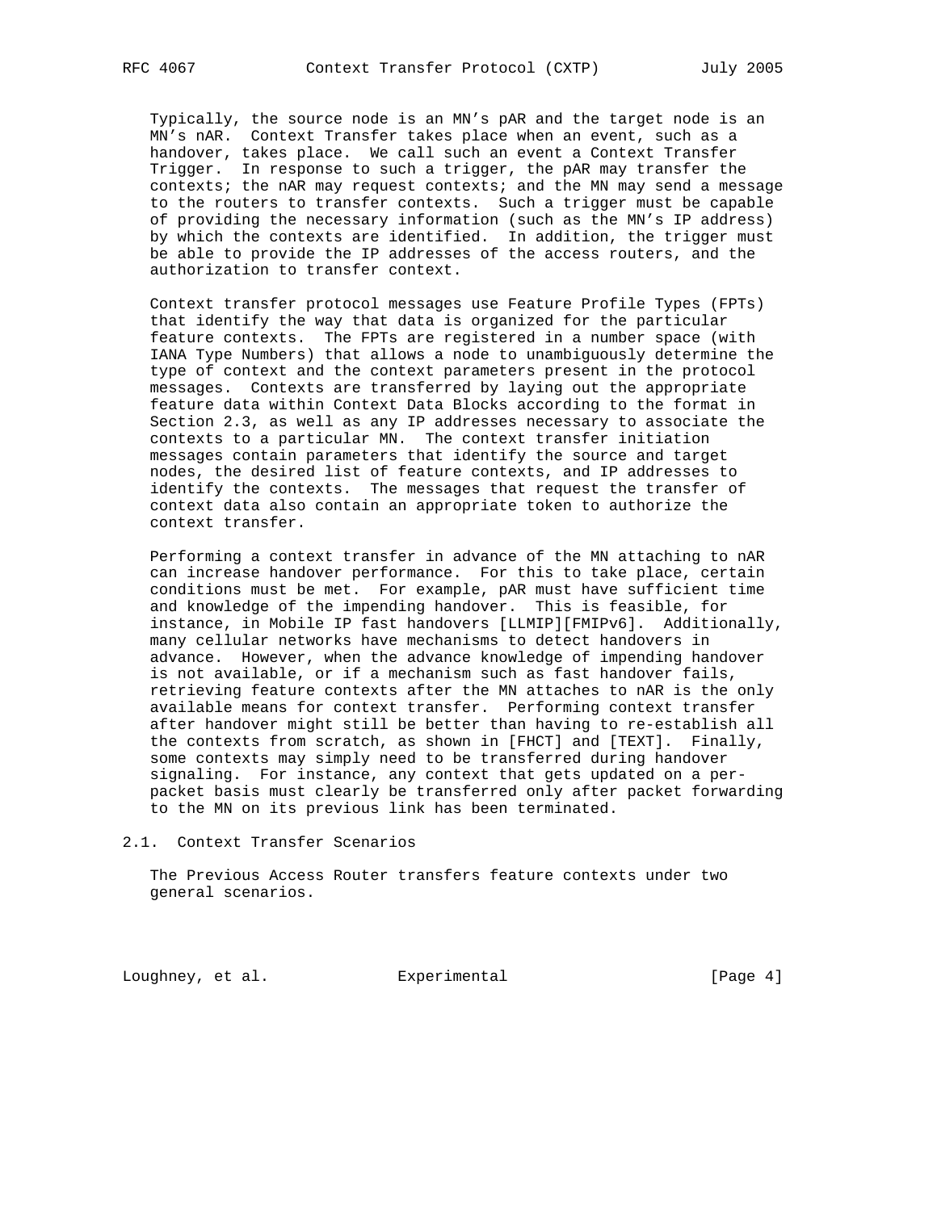Typically, the source node is an MN's pAR and the target node is an MN's nAR. Context Transfer takes place when an event, such as a handover, takes place. We call such an event a Context Transfer Trigger. In response to such a trigger, the pAR may transfer the contexts; the nAR may request contexts; and the MN may send a message to the routers to transfer contexts. Such a trigger must be capable of providing the necessary information (such as the MN's IP address) by which the contexts are identified. In addition, the trigger must be able to provide the IP addresses of the access routers, and the authorization to transfer context.

Context transfer protocol messages use Feature Profile Types (FPTs) that identify the way that data is organized for the particular feature contexts. The FPTs are registered in a number space (with IANA Type Numbers) that allows a node to unambiguously determine the type of context and the context parameters present in the protocol messages. Contexts are transferred by laying out the appropriate feature data within Context Data Blocks according to the format in Section 2.3, as well as any IP addresses necessary to associate the contexts to a particular MN. The context transfer initiation messages contain parameters that identify the source and target nodes, the desired list of feature contexts, and IP addresses to identify the contexts. The messages that request the transfer of context data also contain an appropriate token to authorize the context transfer.

Performing a context transfer in advance of the MN attaching to nAR can increase handover performance. For this to take place, certain conditions must be met. For example, pAR must have sufficient time and knowledge of the impending handover. This is feasible, for instance, in Mobile IP fast handovers [LLMIP][FMIPv6]. Additionally, many cellular networks have mechanisms to detect handovers in advance. However, when the advance knowledge of impending handover is not available, or if a mechanism such as fast handover fails, retrieving feature contexts after the MN attaches to nAR is the only available means for context transfer. Performing context transfer after handover might still be better than having to re-establish all the contexts from scratch, as shown in [FHCT] and [TEXT]. Finally, some contexts may simply need to be transferred during handover signaling. For instance, any context that gets updated on a per-packet basis must clearly be transferred only after packet forwarding to the MN on its previous link has been terminated.

## 2.1. Context Transfer Scenarios

The Previous Access Router transfers feature contexts under two general scenarios.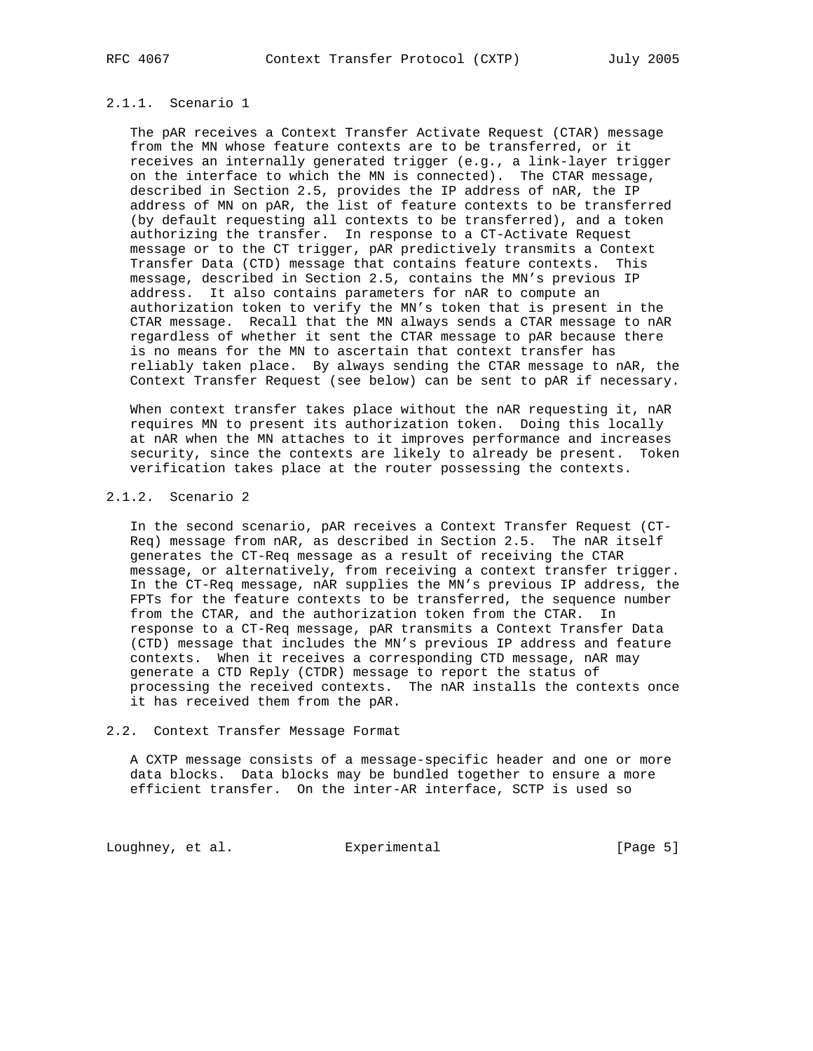### 2.1.1. Scenario 1

The pAR receives a Context Transfer Activate Request (CTAR) message from the MN whose feature contexts are to be transferred, or it receives an internally generated trigger (e.g., a link-layer trigger on the interface to which the MN is connected). The CTAR message, described in Section 2.5, provides the IP address of nAR, the IP address of MN on pAR, the list of feature contexts to be transferred (by default requesting all contexts to be transferred), and a token authorizing the transfer. In response to a CT-Activate Request message or to the CT trigger, pAR predictively transmits a Context Transfer Data (CTD) message that contains feature contexts. This message, described in Section 2.5, contains the MN's previous IP address. It also contains parameters for nAR to compute an authorization token to verify the MN's token that is present in the CTAR message. Recall that the MN always sends a CTAR message to nAR regardless of whether it sent the CTAR message to pAR because there is no means for the MN to ascertain that context transfer has reliably taken place. By always sending the CTAR message to nAR, the Context Transfer Request (see below) can be sent to pAR if necessary.

When context transfer takes place without the nAR requesting it, nAR requires MN to present its authorization token. Doing this locally at nAR when the MN attaches to it improves performance and increases security, since the contexts are likely to already be present. Token verification takes place at the router possessing the contexts.

### 2.1.2. Scenario 2

In the second scenario, pAR receives a Context Transfer Request (CT-Req) message from nAR, as described in Section 2.5. The nAR itself generates the CT-Req message as a result of receiving the CTAR message, or alternatively, from receiving a context transfer trigger. In the CT-Req message, nAR supplies the MN's previous IP address, the FPTs for the feature contexts to be transferred, the sequence number from the CTAR, and the authorization token from the CTAR. In response to a CT-Req message, pAR transmits a Context Transfer Data (CTD) message that includes the MN's previous IP address and feature contexts. When it receives a corresponding CTD message, nAR may generate a CTD Reply (CTDR) message to report the status of processing the received contexts. The nAR installs the contexts once it has received them from the pAR.

## 2.2. Context Transfer Message Format

A CXTP message consists of a message-specific header and one or more data blocks. Data blocks may be bundled together to ensure a more efficient transfer. On the inter-AR interface, SCTP is used so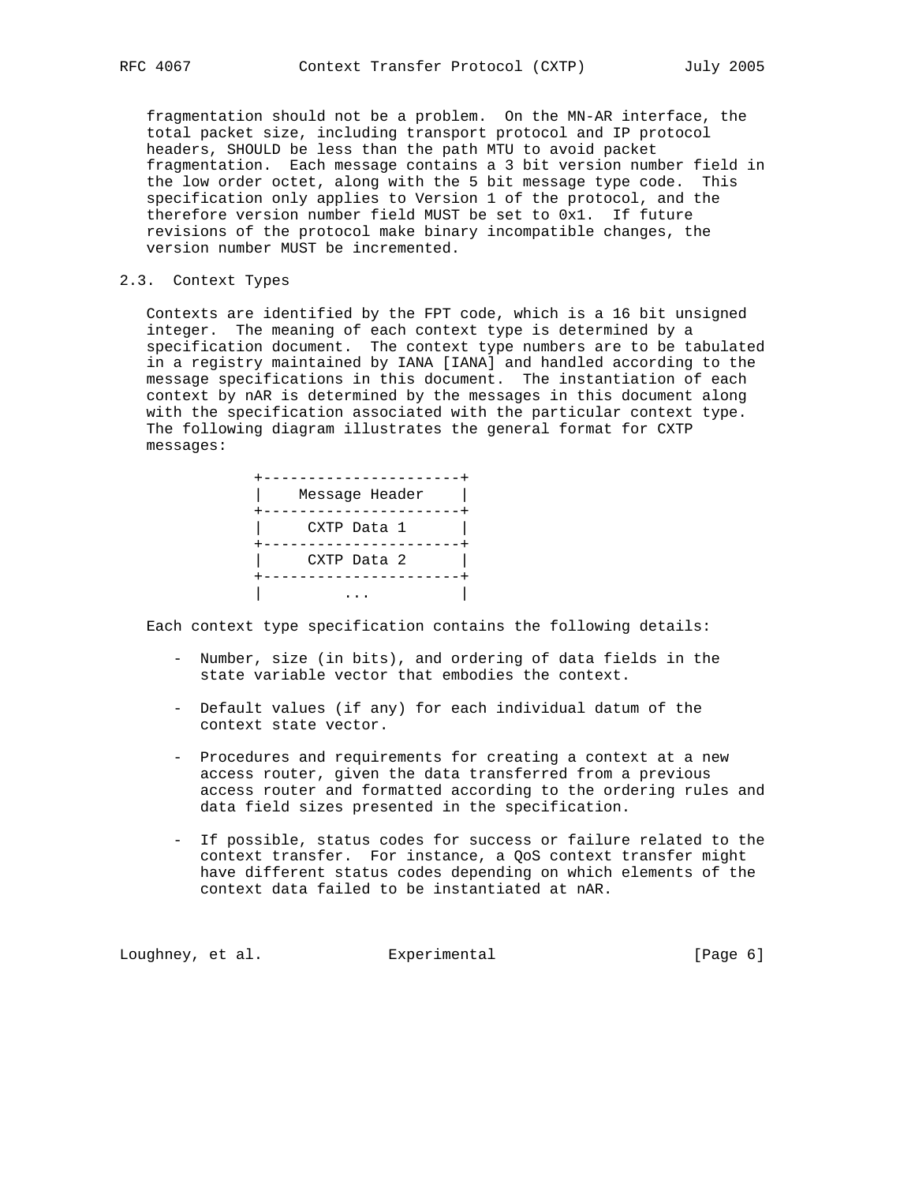fragmentation should not be a problem. On the MN-AR interface, the total packet size, including transport protocol and IP protocol headers, SHOULD be less than the path MTU to avoid packet fragmentation. Each message contains a 3 bit version number field in the low order octet, along with the 5 bit message type code. This specification only applies to Version 1 of the protocol, and the therefore version number field MUST be set to 0x1. If future revisions of the protocol make binary incompatible changes, the version number MUST be incremented.

## 2.3. Context Types

Contexts are identified by the FPT code, which is a 16 bit unsigned integer. The meaning of each context type is determined by a specification document. The context type numbers are to be tabulated in a registry maintained by IANA [IANA] and handled according to the message specifications in this document. The instantiation of each context by nAR is determined by the messages in this document along with the specification associated with the particular context type. The following diagram illustrates the general format for CXTP messages:

```
+----------------------+
|    Message Header    |
+----------------------+
|     CXTP Data 1      |
+----------------------+
|     CXTP Data 2      |
+----------------------+
|         ...          |
```

Each context type specification contains the following details:

- Number, size (in bits), and ordering of data fields in the state variable vector that embodies the context.

- Default values (if any) for each individual datum of the context state vector.

- Procedures and requirements for creating a context at a new access router, given the data transferred from a previous access router and formatted according to the ordering rules and data field sizes presented in the specification.

- If possible, status codes for success or failure related to the context transfer. For instance, a QoS context transfer might have different status codes depending on which elements of the context data failed to be instantiated at nAR.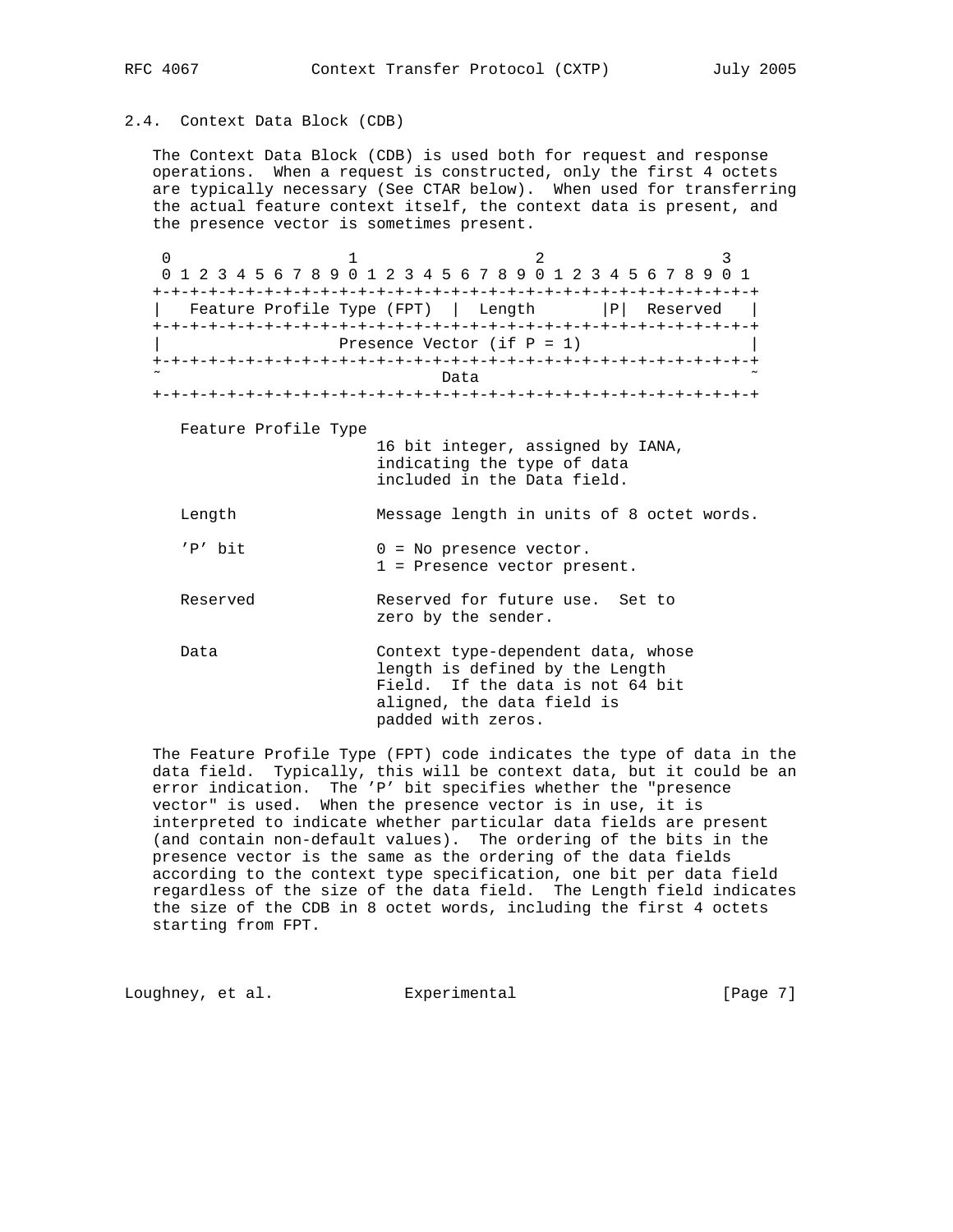## 2.4. Context Data Block (CDB)

The Context Data Block (CDB) is used both for request and response operations. When a request is constructed, only the first 4 octets are typically necessary (See CTAR below). When used for transferring the actual feature context itself, the context data is present, and the presence vector is sometimes present.

```
 0                   1                   2                   3
 0 1 2 3 4 5 6 7 8 9 0 1 2 3 4 5 6 7 8 9 0 1 2 3 4 5 6 7 8 9 0 1
+-+-+-+-+-+-+-+-+-+-+-+-+-+-+-+-+-+-+-+-+-+-+-+-+-+-+-+-+-+-+-+-+
|  Feature Profile Type (FPT)  |  Length       |P|  Reserved   |
+-+-+-+-+-+-+-+-+-+-+-+-+-+-+-+-+-+-+-+-+-+-+-+-+-+-+-+-+-+-+-+-+
|                 Presence Vector (if P = 1)                    |
+-+-+-+-+-+-+-+-+-+-+-+-+-+-+-+-+-+-+-+-+-+-+-+-+-+-+-+-+-+-+-+-+
~                              Data                             ~
+-+-+-+-+-+-+-+-+-+-+-+-+-+-+-+-+-+-+-+-+-+-+-+-+-+-+-+-+-+-+-+-+
```

Feature Profile Type
: 16 bit integer, assigned by IANA, indicating the type of data included in the Data field.

Length
: Message length in units of 8 octet words.

'P' bit
: 0 = No presence vector.
  1 = Presence vector present.

Reserved
: Reserved for future use. Set to zero by the sender.

Data
: Context type-dependent data, whose length is defined by the Length Field. If the data is not 64 bit aligned, the data field is padded with zeros.

The Feature Profile Type (FPT) code indicates the type of data in the data field. Typically, this will be context data, but it could be an error indication. The 'P' bit specifies whether the "presence vector" is used. When the presence vector is in use, it is interpreted to indicate whether particular data fields are present (and contain non-default values). The ordering of the bits in the presence vector is the same as the ordering of the data fields according to the context type specification, one bit per data field regardless of the size of the data field. The Length field indicates the size of the CDB in 8 octet words, including the first 4 octets starting from FPT.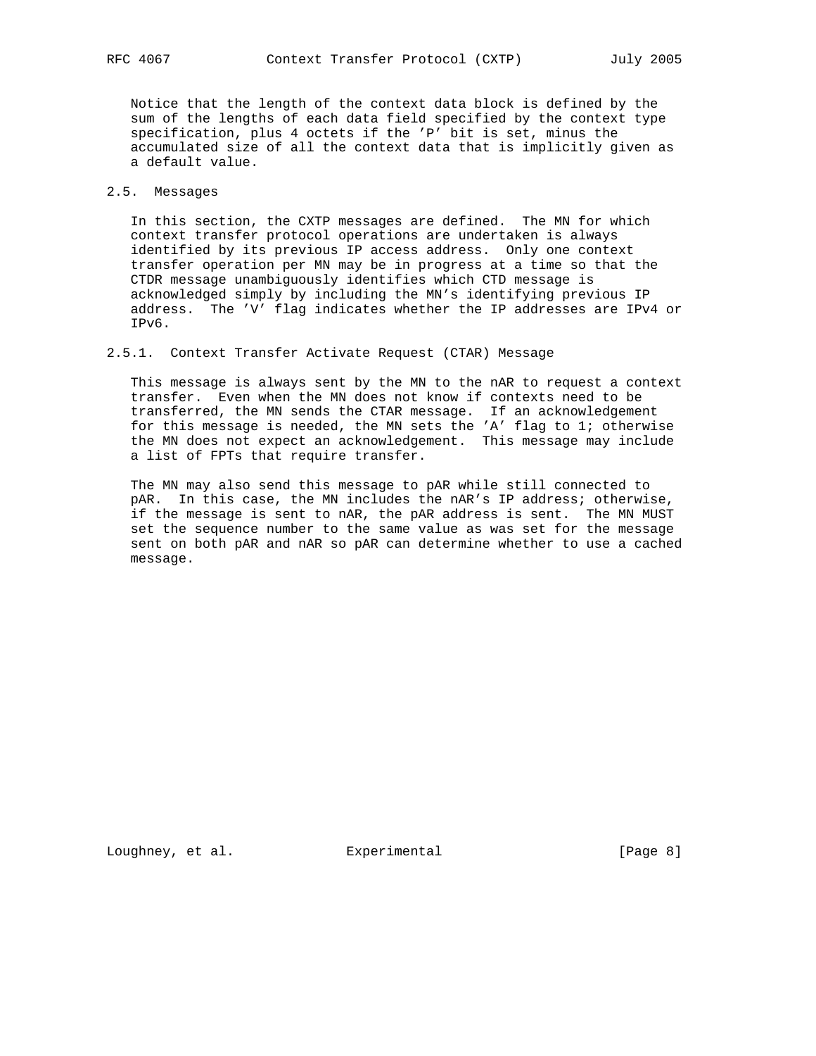Notice that the length of the context data block is defined by the sum of the lengths of each data field specified by the context type specification, plus 4 octets if the 'P' bit is set, minus the accumulated size of all the context data that is implicitly given as a default value.

## 2.5. Messages

In this section, the CXTP messages are defined. The MN for which context transfer protocol operations are undertaken is always identified by its previous IP access address. Only one context transfer operation per MN may be in progress at a time so that the CTDR message unambiguously identifies which CTD message is acknowledged simply by including the MN's identifying previous IP address. The 'V' flag indicates whether the IP addresses are IPv4 or IPv6.

### 2.5.1. Context Transfer Activate Request (CTAR) Message

This message is always sent by the MN to the nAR to request a context transfer. Even when the MN does not know if contexts need to be transferred, the MN sends the CTAR message. If an acknowledgement for this message is needed, the MN sets the 'A' flag to 1; otherwise the MN does not expect an acknowledgement. This message may include a list of FPTs that require transfer.

The MN may also send this message to pAR while still connected to pAR. In this case, the MN includes the nAR's IP address; otherwise, if the message is sent to nAR, the pAR address is sent. The MN MUST set the sequence number to the same value as was set for the message sent on both pAR and nAR so pAR can determine whether to use a cached message.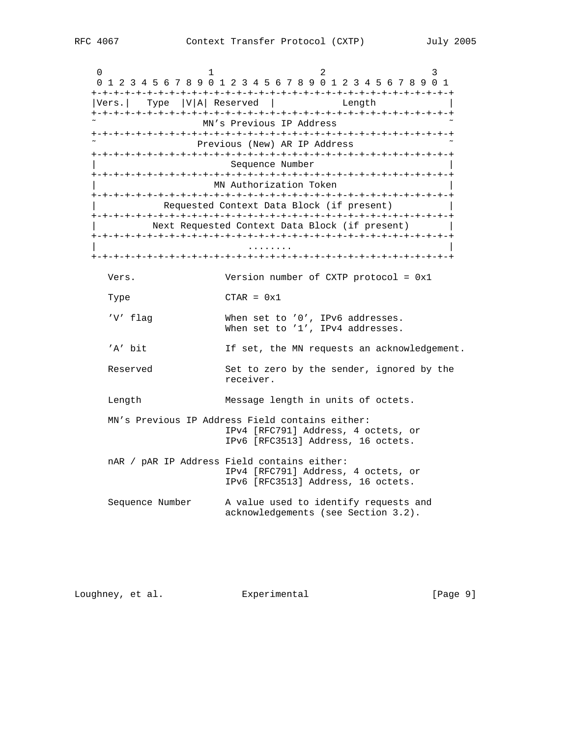```
    0                   1                   2                   3
    0 1 2 3 4 5 6 7 8 9 0 1 2 3 4 5 6 7 8 9 0 1 2 3 4 5 6 7 8 9 0 1
   +-+-+-+-+-+-+-+-+-+-+-+-+-+-+-+-+-+-+-+-+-+-+-+-+-+-+-+-+-+-+-+-+
   |Vers.|   Type  |V|A| Reserved  |           Length              |
   +-+-+-+-+-+-+-+-+-+-+-+-+-+-+-+-+-+-+-+-+-+-+-+-+-+-+-+-+-+-+-+-+
   ~                   MN's Previous IP Address                    ~
   +-+-+-+-+-+-+-+-+-+-+-+-+-+-+-+-+-+-+-+-+-+-+-+-+-+-+-+-+-+-+-+-+
   ~                  Previous (New) AR IP Address                 ~
   +-+-+-+-+-+-+-+-+-+-+-+-+-+-+-+-+-+-+-+-+-+-+-+-+-+-+-+-+-+-+-+-+
   |                         Sequence Number                       |
   +-+-+-+-+-+-+-+-+-+-+-+-+-+-+-+-+-+-+-+-+-+-+-+-+-+-+-+-+-+-+-+-+
   |                      MN Authorization Token                   |
   +-+-+-+-+-+-+-+-+-+-+-+-+-+-+-+-+-+-+-+-+-+-+-+-+-+-+-+-+-+-+-+-+
   |            Requested Context Data Block (if present)          |
   +-+-+-+-+-+-+-+-+-+-+-+-+-+-+-+-+-+-+-+-+-+-+-+-+-+-+-+-+-+-+-+-+
   |          Next Requested Context Data Block (if present)       |
   +-+-+-+-+-+-+-+-+-+-+-+-+-+-+-+-+-+-+-+-+-+-+-+-+-+-+-+-+-+-+-+-+
   |                            ........                           |
   +-+-+-+-+-+-+-+-+-+-+-+-+-+-+-+-+-+-+-+-+-+-+-+-+-+-+-+-+-+-+-+-+
```

```
      Vers.               Version number of CXTP protocol = 0x1

      Type                CTAR = 0x1

      'V' flag            When set to '0', IPv6 addresses.
                          When set to '1', IPv4 addresses.

      'A' bit             If set, the MN requests an acknowledgement.

      Reserved            Set to zero by the sender, ignored by the
                          receiver.

      Length              Message length in units of octets.

      MN's Previous IP Address Field contains either:
                          IPv4 [RFC791] Address, 4 octets, or
                          IPv6 [RFC3513] Address, 16 octets.

      nAR / pAR IP Address Field contains either:
                          IPv4 [RFC791] Address, 4 octets, or
                          IPv6 [RFC3513] Address, 16 octets.

      Sequence Number     A value used to identify requests and
                          acknowledgements (see Section 3.2).
```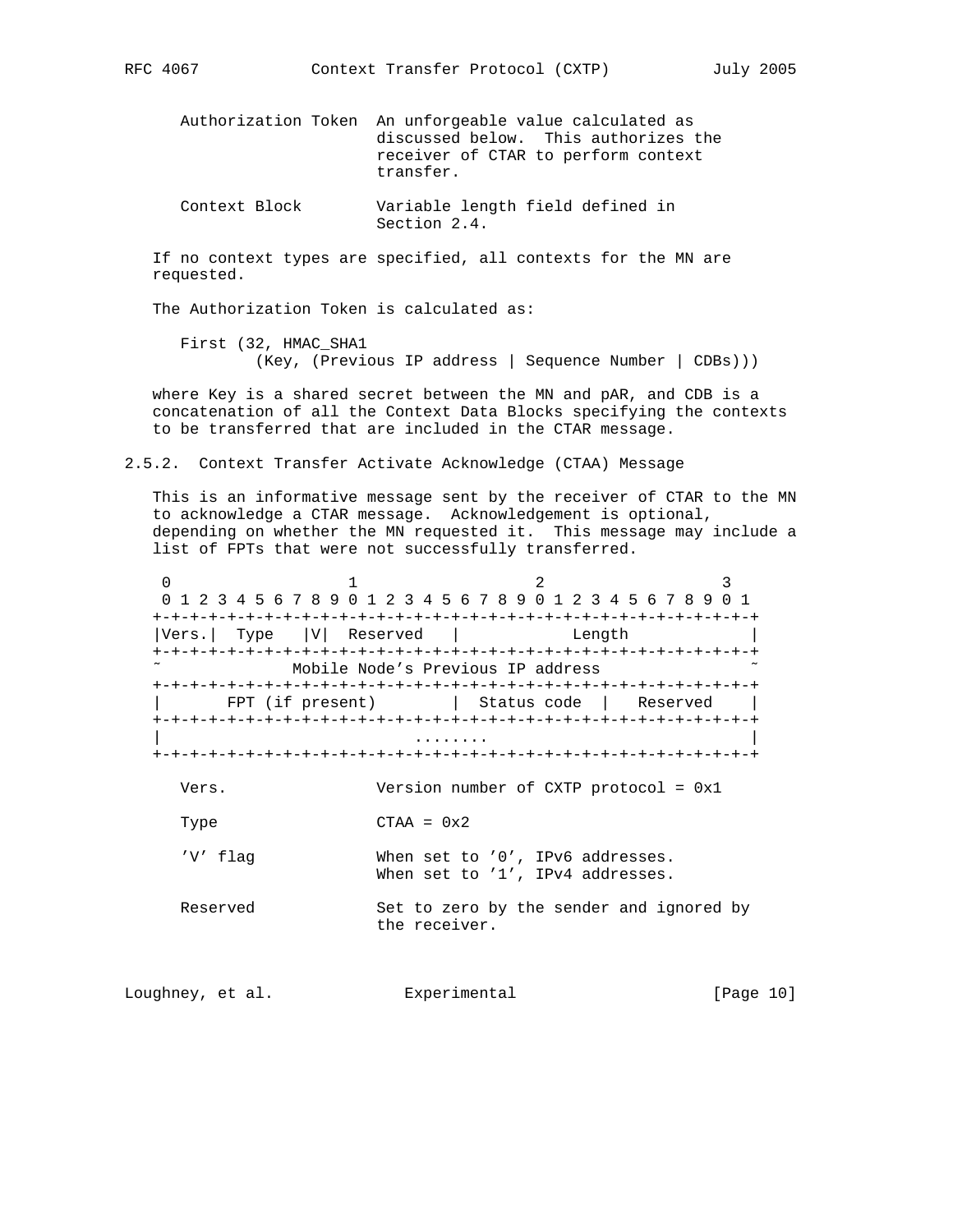Authorization Token  An unforgeable value calculated as discussed below. This authorizes the receiver of CTAR to perform context transfer.

Context Block  Variable length field defined in Section 2.4.

If no context types are specified, all contexts for the MN are requested.

The Authorization Token is calculated as:

```
First (32, HMAC_SHA1
        (Key, (Previous IP address | Sequence Number | CDBs)))
```

where Key is a shared secret between the MN and pAR, and CDB is a concatenation of all the Context Data Blocks specifying the contexts to be transferred that are included in the CTAR message.

### 2.5.2. Context Transfer Activate Acknowledge (CTAA) Message

This is an informative message sent by the receiver of CTAR to the MN to acknowledge a CTAR message. Acknowledgement is optional, depending on whether the MN requested it. This message may include a list of FPTs that were not successfully transferred.

```
 0                   1                   2                   3
 0 1 2 3 4 5 6 7 8 9 0 1 2 3 4 5 6 7 8 9 0 1 2 3 4 5 6 7 8 9 0 1
+-+-+-+-+-+-+-+-+-+-+-+-+-+-+-+-+-+-+-+-+-+-+-+-+-+-+-+-+-+-+-+-+
|Vers.|  Type   |V|  Reserved   |           Length              |
+-+-+-+-+-+-+-+-+-+-+-+-+-+-+-+-+-+-+-+-+-+-+-+-+-+-+-+-+-+-+-+-+
~             Mobile Node's Previous IP address                 ~
+-+-+-+-+-+-+-+-+-+-+-+-+-+-+-+-+-+-+-+-+-+-+-+-+-+-+-+-+-+-+-+-+
|      FPT (if present)         |  Status code  |   Reserved    |
+-+-+-+-+-+-+-+-+-+-+-+-+-+-+-+-+-+-+-+-+-+-+-+-+-+-+-+-+-+-+-+-+
|                            ........                           |
+-+-+-+-+-+-+-+-+-+-+-+-+-+-+-+-+-+-+-+-+-+-+-+-+-+-+-+-+-+-+-+-+
```

Vers.  Version number of CXTP protocol = 0x1

Type  CTAA = 0x2

'V' flag  When set to '0', IPv6 addresses. When set to '1', IPv4 addresses.

Reserved  Set to zero by the sender and ignored by the receiver.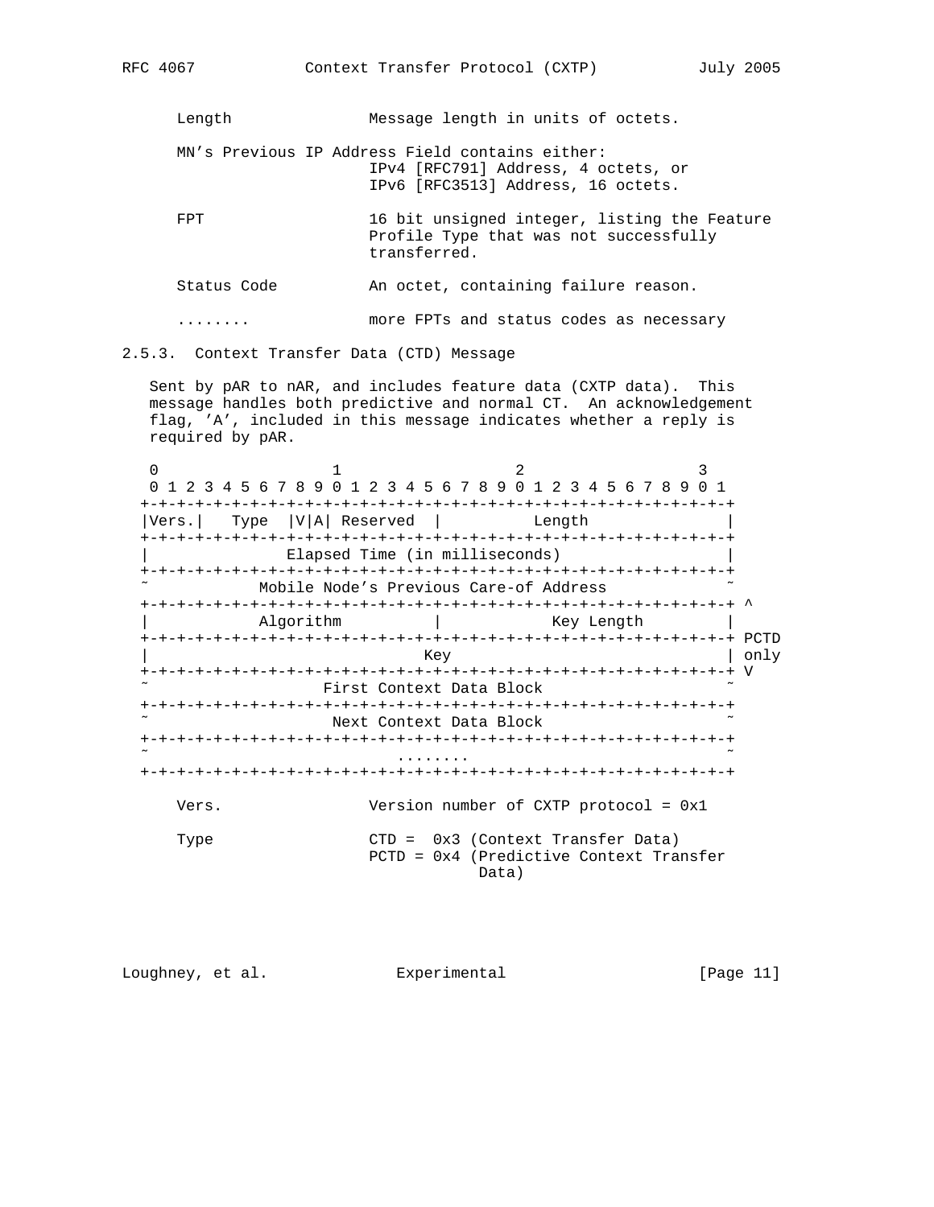```
   Length              Message length in units of octets.

   MN's Previous IP Address Field contains either:
                       IPv4 [RFC791] Address, 4 octets, or
                       IPv6 [RFC3513] Address, 16 octets.

   FPT                 16 bit unsigned integer, listing the Feature
                       Profile Type that was not successfully
                       transferred.

   Status Code         An octet, containing failure reason.

   ........            more FPTs and status codes as necessary
```

### 2.5.3. Context Transfer Data (CTD) Message

Sent by pAR to nAR, and includes feature data (CXTP data). This message handles both predictive and normal CT. An acknowledgement flag, 'A', included in this message indicates whether a reply is required by pAR.

```
    0                   1                   2                   3
    0 1 2 3 4 5 6 7 8 9 0 1 2 3 4 5 6 7 8 9 0 1 2 3 4 5 6 7 8 9 0 1
   +-+-+-+-+-+-+-+-+-+-+-+-+-+-+-+-+-+-+-+-+-+-+-+-+-+-+-+-+-+-+-+-+
   |Vers.|   Type  |V|A| Reserved  |           Length              |
   +-+-+-+-+-+-+-+-+-+-+-+-+-+-+-+-+-+-+-+-+-+-+-+-+-+-+-+-+-+-+-+-+
   |               Elapsed Time (in milliseconds)                  |
   +-+-+-+-+-+-+-+-+-+-+-+-+-+-+-+-+-+-+-+-+-+-+-+-+-+-+-+-+-+-+-+-+
   ~            Mobile Node's Previous Care-of Address             ~
   +-+-+-+-+-+-+-+-+-+-+-+-+-+-+-+-+-+-+-+-+-+-+-+-+-+-+-+-+-+-+-+-+ ^
   |          Algorithm            |            Key Length         | |
   +-+-+-+-+-+-+-+-+-+-+-+-+-+-+-+-+-+-+-+-+-+-+-+-+-+-+-+-+-+-+-+-+ PCTD
   |                               Key                             | only
   +-+-+-+-+-+-+-+-+-+-+-+-+-+-+-+-+-+-+-+-+-+-+-+-+-+-+-+-+-+-+-+-+ V
   ~                     First Context Data Block                  ~
   +-+-+-+-+-+-+-+-+-+-+-+-+-+-+-+-+-+-+-+-+-+-+-+-+-+-+-+-+-+-+-+-+
   ~                      Next Context Data Block                  ~
   +-+-+-+-+-+-+-+-+-+-+-+-+-+-+-+-+-+-+-+-+-+-+-+-+-+-+-+-+-+-+-+-+
   ~                             ........                          ~
   +-+-+-+-+-+-+-+-+-+-+-+-+-+-+-+-+-+-+-+-+-+-+-+-+-+-+-+-+-+-+-+-+

   Vers.               Version number of CXTP protocol = 0x1

   Type                CTD =  0x3 (Context Transfer Data)
                       PCTD = 0x4 (Predictive Context Transfer
                                   Data)
```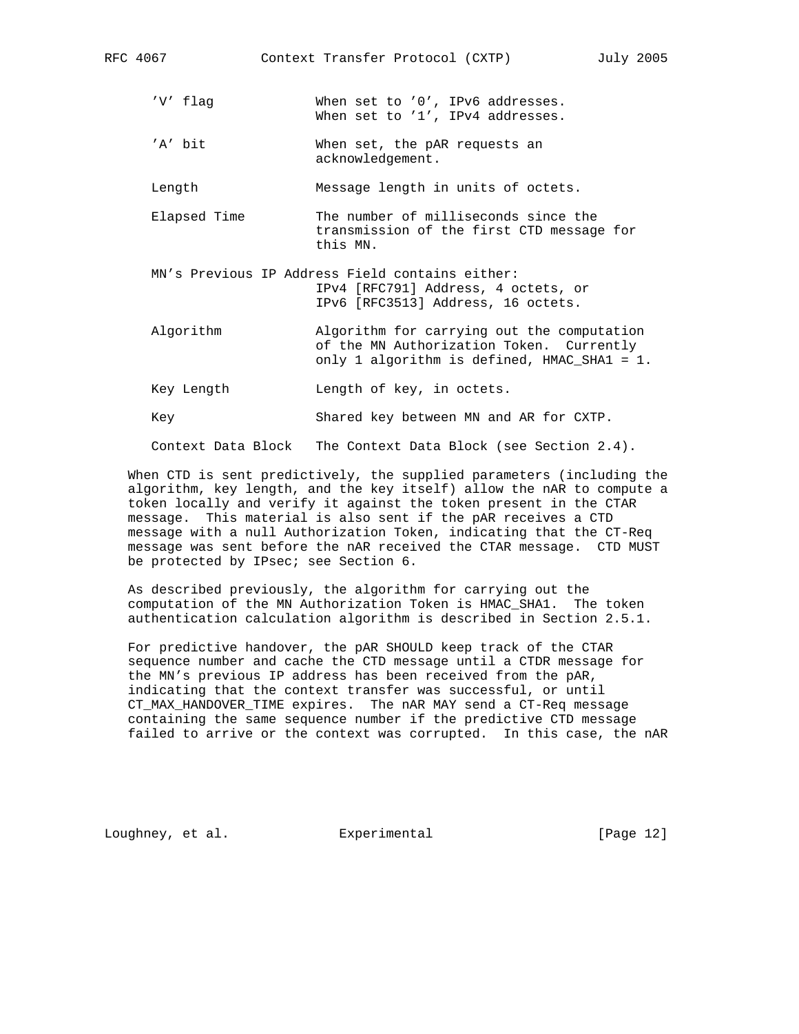'V' flag When set to '0', IPv6 addresses.
When set to '1', IPv4 addresses.

'A' bit When set, the pAR requests an acknowledgement.

Length Message length in units of octets.

Elapsed Time The number of milliseconds since the transmission of the first CTD message for this MN.

MN's Previous IP Address Field contains either:
IPv4 [RFC791] Address, 4 octets, or
IPv6 [RFC3513] Address, 16 octets.

Algorithm Algorithm for carrying out the computation of the MN Authorization Token. Currently only 1 algorithm is defined, HMAC_SHA1 = 1.

Key Length Length of key, in octets.

Key Shared key between MN and AR for CXTP.

Context Data Block The Context Data Block (see Section 2.4).

When CTD is sent predictively, the supplied parameters (including the algorithm, key length, and the key itself) allow the nAR to compute a token locally and verify it against the token present in the CTAR message. This material is also sent if the pAR receives a CTD message with a null Authorization Token, indicating that the CT-Req message was sent before the nAR received the CTAR message. CTD MUST be protected by IPsec; see Section 6.

As described previously, the algorithm for carrying out the computation of the MN Authorization Token is HMAC_SHA1. The token authentication calculation algorithm is described in Section 2.5.1.

For predictive handover, the pAR SHOULD keep track of the CTAR sequence number and cache the CTD message until a CTDR message for the MN's previous IP address has been received from the pAR, indicating that the context transfer was successful, or until CT_MAX_HANDOVER_TIME expires. The nAR MAY send a CT-Req message containing the same sequence number if the predictive CTD message failed to arrive or the context was corrupted. In this case, the nAR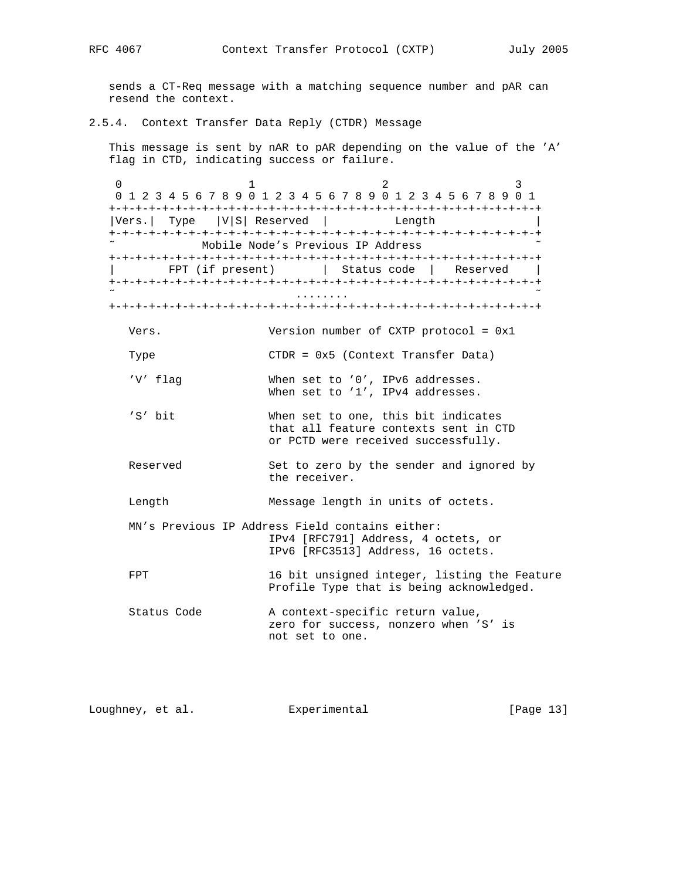sends a CT-Req message with a matching sequence number and pAR can resend the context.

### 2.5.4. Context Transfer Data Reply (CTDR) Message

This message is sent by nAR to pAR depending on the value of the 'A' flag in CTD, indicating success or failure.

```
 0                   1                   2                   3
 0 1 2 3 4 5 6 7 8 9 0 1 2 3 4 5 6 7 8 9 0 1 2 3 4 5 6 7 8 9 0 1
+-+-+-+-+-+-+-+-+-+-+-+-+-+-+-+-+-+-+-+-+-+-+-+-+-+-+-+-+-+-+-+-+
|Vers.|  Type   |V|S| Reserved  |          Length               |
+-+-+-+-+-+-+-+-+-+-+-+-+-+-+-+-+-+-+-+-+-+-+-+-+-+-+-+-+-+-+-+-+
~            Mobile Node's Previous IP Address                  ~
+-+-+-+-+-+-+-+-+-+-+-+-+-+-+-+-+-+-+-+-+-+-+-+-+-+-+-+-+-+-+-+-+
|       FPT (if present)        |  Status code  |   Reserved    |
+-+-+-+-+-+-+-+-+-+-+-+-+-+-+-+-+-+-+-+-+-+-+-+-+-+-+-+-+-+-+-+-+
~                            ........                           ~
+-+-+-+-+-+-+-+-+-+-+-+-+-+-+-+-+-+-+-+-+-+-+-+-+-+-+-+-+-+-+-+-+
```

Vers. Version number of CXTP protocol = 0x1

Type CTDR = 0x5 (Context Transfer Data)

'V' flag When set to '0', IPv6 addresses.
When set to '1', IPv4 addresses.

'S' bit When set to one, this bit indicates that all feature contexts sent in CTD or PCTD were received successfully.

Reserved Set to zero by the sender and ignored by the receiver.

Length Message length in units of octets.

MN's Previous IP Address Field contains either:
IPv4 [RFC791] Address, 4 octets, or
IPv6 [RFC3513] Address, 16 octets.

FPT 16 bit unsigned integer, listing the Feature Profile Type that is being acknowledged.

Status Code A context-specific return value, zero for success, nonzero when 'S' is not set to one.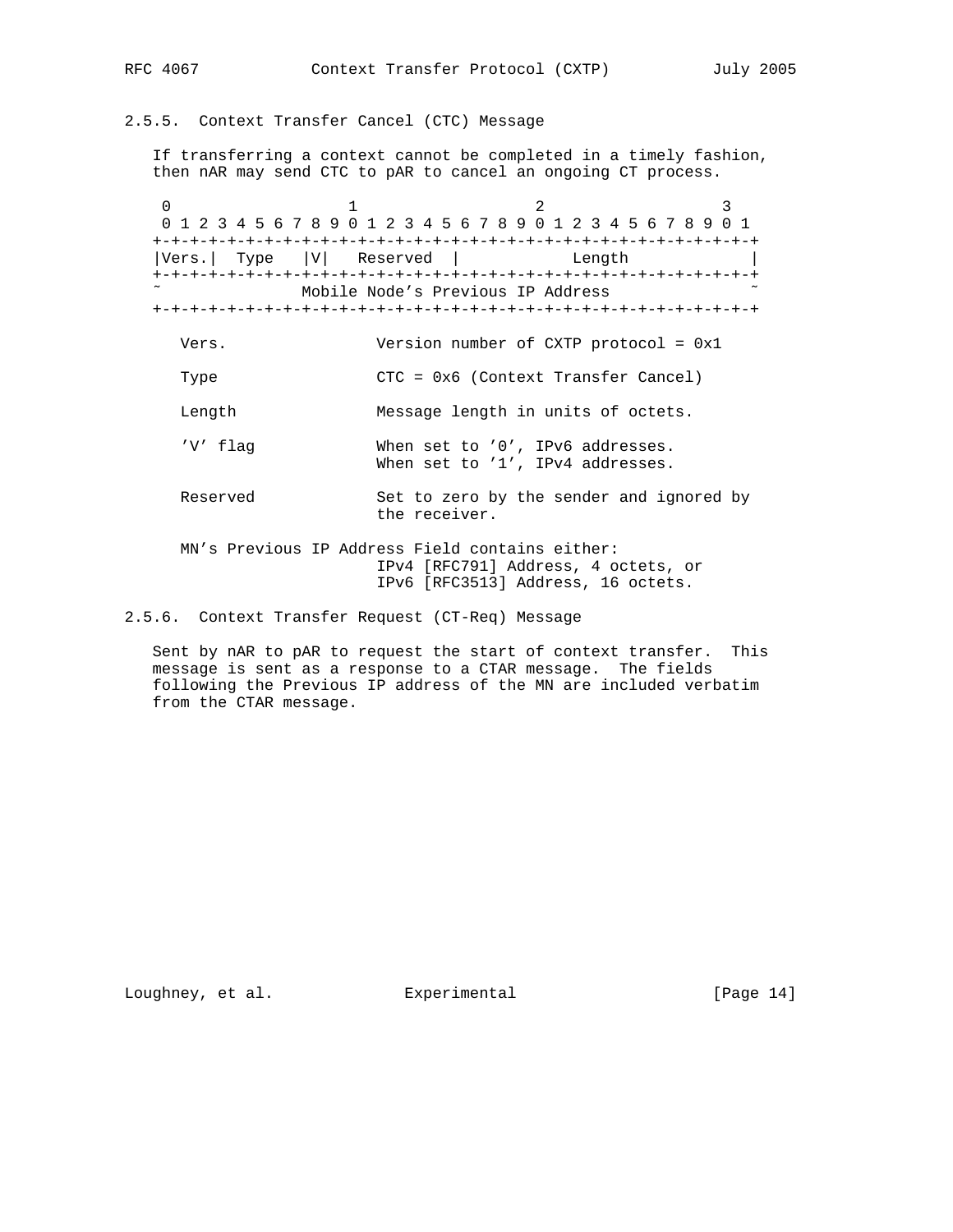### 2.5.5. Context Transfer Cancel (CTC) Message

If transferring a context cannot be completed in a timely fashion, then nAR may send CTC to pAR to cancel an ongoing CT process.

```
 0                   1                   2                   3
 0 1 2 3 4 5 6 7 8 9 0 1 2 3 4 5 6 7 8 9 0 1 2 3 4 5 6 7 8 9 0 1
+-+-+-+-+-+-+-+-+-+-+-+-+-+-+-+-+-+-+-+-+-+-+-+-+-+-+-+-+-+-+-+-+
|Vers.|  Type   |V|   Reserved  |           Length              |
+-+-+-+-+-+-+-+-+-+-+-+-+-+-+-+-+-+-+-+-+-+-+-+-+-+-+-+-+-+-+-+-+
~              Mobile Node's Previous IP Address                ~
+-+-+-+-+-+-+-+-+-+-+-+-+-+-+-+-+-+-+-+-+-+-+-+-+-+-+-+-+-+-+-+-+
```

```
   Vers.                 Version number of CXTP protocol = 0x1

   Type                  CTC = 0x6 (Context Transfer Cancel)

   Length                Message length in units of octets.

   'V' flag              When set to '0', IPv6 addresses.
                         When set to '1', IPv4 addresses.

   Reserved              Set to zero by the sender and ignored by
                         the receiver.

   MN's Previous IP Address Field contains either:
                         IPv4 [RFC791] Address, 4 octets, or
                         IPv6 [RFC3513] Address, 16 octets.
```

### 2.5.6. Context Transfer Request (CT-Req) Message

Sent by nAR to pAR to request the start of context transfer. This message is sent as a response to a CTAR message. The fields following the Previous IP address of the MN are included verbatim from the CTAR message.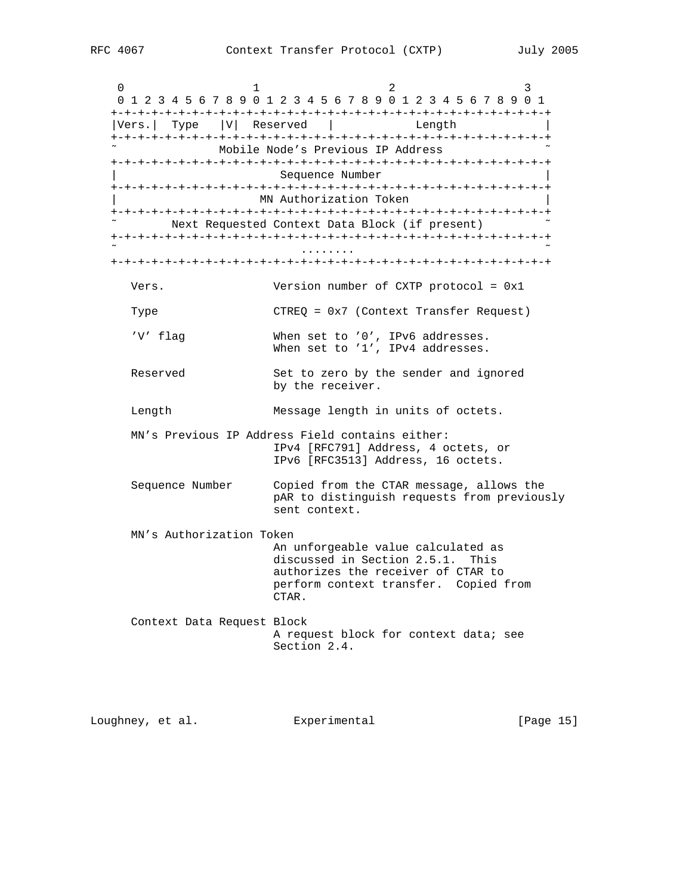```
 0                   1                   2                   3
 0 1 2 3 4 5 6 7 8 9 0 1 2 3 4 5 6 7 8 9 0 1 2 3 4 5 6 7 8 9 0 1
+-+-+-+-+-+-+-+-+-+-+-+-+-+-+-+-+-+-+-+-+-+-+-+-+-+-+-+-+-+-+-+-+
|Vers.|  Type   |V|  Reserved   |            Length             |
+-+-+-+-+-+-+-+-+-+-+-+-+-+-+-+-+-+-+-+-+-+-+-+-+-+-+-+-+-+-+-+-+
~               Mobile Node's Previous IP Address               ~
+-+-+-+-+-+-+-+-+-+-+-+-+-+-+-+-+-+-+-+-+-+-+-+-+-+-+-+-+-+-+-+-+
|                         Sequence Number                       |
+-+-+-+-+-+-+-+-+-+-+-+-+-+-+-+-+-+-+-+-+-+-+-+-+-+-+-+-+-+-+-+-+
|                      MN Authorization Token                   |
+-+-+-+-+-+-+-+-+-+-+-+-+-+-+-+-+-+-+-+-+-+-+-+-+-+-+-+-+-+-+-+-+
~        Next Requested Context Data Block (if present)         ~
+-+-+-+-+-+-+-+-+-+-+-+-+-+-+-+-+-+-+-+-+-+-+-+-+-+-+-+-+-+-+-+-+
~                           ........                            ~
+-+-+-+-+-+-+-+-+-+-+-+-+-+-+-+-+-+-+-+-+-+-+-+-+-+-+-+-+-+-+-+-+
```

```
   Vers.                Version number of CXTP protocol = 0x1

   Type                 CTREQ = 0x7 (Context Transfer Request)

   'V' flag             When set to '0', IPv6 addresses.
                        When set to '1', IPv4 addresses.

   Reserved             Set to zero by the sender and ignored
                        by the receiver.

   Length               Message length in units of octets.

   MN's Previous IP Address Field contains either:
                        IPv4 [RFC791] Address, 4 octets, or
                        IPv6 [RFC3513] Address, 16 octets.

   Sequence Number      Copied from the CTAR message, allows the
                        pAR to distinguish requests from previously
                        sent context.

   MN's Authorization Token
                        An unforgeable value calculated as
                        discussed in Section 2.5.1.  This
                        authorizes the receiver of CTAR to
                        perform context transfer.  Copied from
                        CTAR.

   Context Data Request Block
                        A request block for context data; see
                        Section 2.4.
```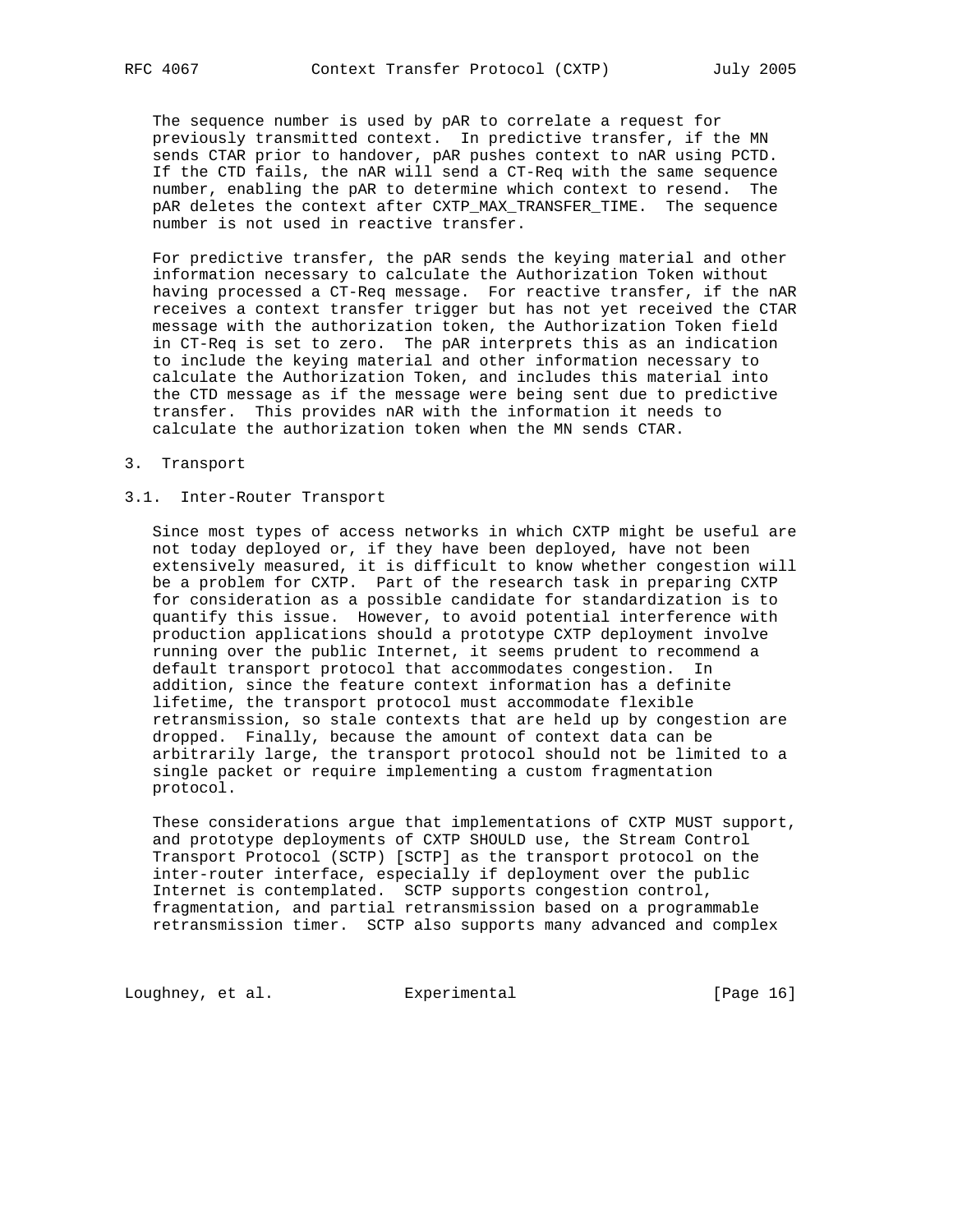The sequence number is used by pAR to correlate a request for previously transmitted context. In predictive transfer, if the MN sends CTAR prior to handover, pAR pushes context to nAR using PCTD. If the CTD fails, the nAR will send a CT-Req with the same sequence number, enabling the pAR to determine which context to resend. The pAR deletes the context after CXTP_MAX_TRANSFER_TIME. The sequence number is not used in reactive transfer.

For predictive transfer, the pAR sends the keying material and other information necessary to calculate the Authorization Token without having processed a CT-Req message. For reactive transfer, if the nAR receives a context transfer trigger but has not yet received the CTAR message with the authorization token, the Authorization Token field in CT-Req is set to zero. The pAR interprets this as an indication to include the keying material and other information necessary to calculate the Authorization Token, and includes this material into the CTD message as if the message were being sent due to predictive transfer. This provides nAR with the information it needs to calculate the authorization token when the MN sends CTAR.

# 3. Transport

## 3.1. Inter-Router Transport

Since most types of access networks in which CXTP might be useful are not today deployed or, if they have been deployed, have not been extensively measured, it is difficult to know whether congestion will be a problem for CXTP. Part of the research task in preparing CXTP for consideration as a possible candidate for standardization is to quantify this issue. However, to avoid potential interference with production applications should a prototype CXTP deployment involve running over the public Internet, it seems prudent to recommend a default transport protocol that accommodates congestion. In addition, since the feature context information has a definite lifetime, the transport protocol must accommodate flexible retransmission, so stale contexts that are held up by congestion are dropped. Finally, because the amount of context data can be arbitrarily large, the transport protocol should not be limited to a single packet or require implementing a custom fragmentation protocol.

These considerations argue that implementations of CXTP MUST support, and prototype deployments of CXTP SHOULD use, the Stream Control Transport Protocol (SCTP) [SCTP] as the transport protocol on the inter-router interface, especially if deployment over the public Internet is contemplated. SCTP supports congestion control, fragmentation, and partial retransmission based on a programmable retransmission timer. SCTP also supports many advanced and complex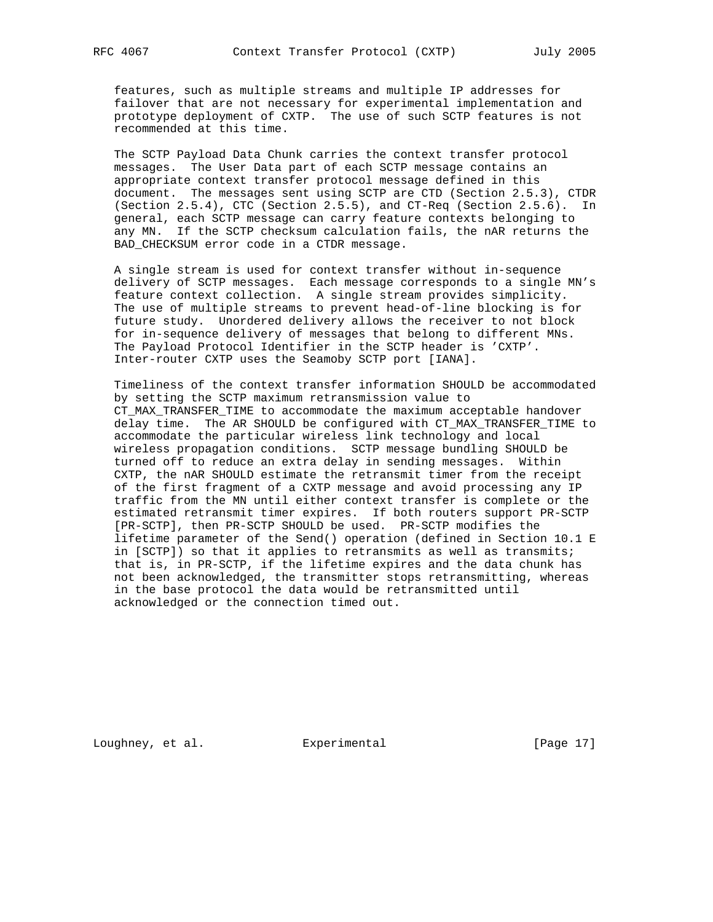features, such as multiple streams and multiple IP addresses for failover that are not necessary for experimental implementation and prototype deployment of CXTP. The use of such SCTP features is not recommended at this time.

The SCTP Payload Data Chunk carries the context transfer protocol messages. The User Data part of each SCTP message contains an appropriate context transfer protocol message defined in this document. The messages sent using SCTP are CTD (Section 2.5.3), CTDR (Section 2.5.4), CTC (Section 2.5.5), and CT-Req (Section 2.5.6). In general, each SCTP message can carry feature contexts belonging to any MN. If the SCTP checksum calculation fails, the nAR returns the BAD_CHECKSUM error code in a CTDR message.

A single stream is used for context transfer without in-sequence delivery of SCTP messages. Each message corresponds to a single MN's feature context collection. A single stream provides simplicity. The use of multiple streams to prevent head-of-line blocking is for future study. Unordered delivery allows the receiver to not block for in-sequence delivery of messages that belong to different MNs. The Payload Protocol Identifier in the SCTP header is 'CXTP'. Inter-router CXTP uses the Seamoby SCTP port [IANA].

Timeliness of the context transfer information SHOULD be accommodated by setting the SCTP maximum retransmission value to CT_MAX_TRANSFER_TIME to accommodate the maximum acceptable handover delay time. The AR SHOULD be configured with CT_MAX_TRANSFER_TIME to accommodate the particular wireless link technology and local wireless propagation conditions. SCTP message bundling SHOULD be turned off to reduce an extra delay in sending messages. Within CXTP, the nAR SHOULD estimate the retransmit timer from the receipt of the first fragment of a CXTP message and avoid processing any IP traffic from the MN until either context transfer is complete or the estimated retransmit timer expires. If both routers support PR-SCTP [PR-SCTP], then PR-SCTP SHOULD be used. PR-SCTP modifies the lifetime parameter of the Send() operation (defined in Section 10.1 E in [SCTP]) so that it applies to retransmits as well as transmits; that is, in PR-SCTP, if the lifetime expires and the data chunk has not been acknowledged, the transmitter stops retransmitting, whereas in the base protocol the data would be retransmitted until acknowledged or the connection timed out.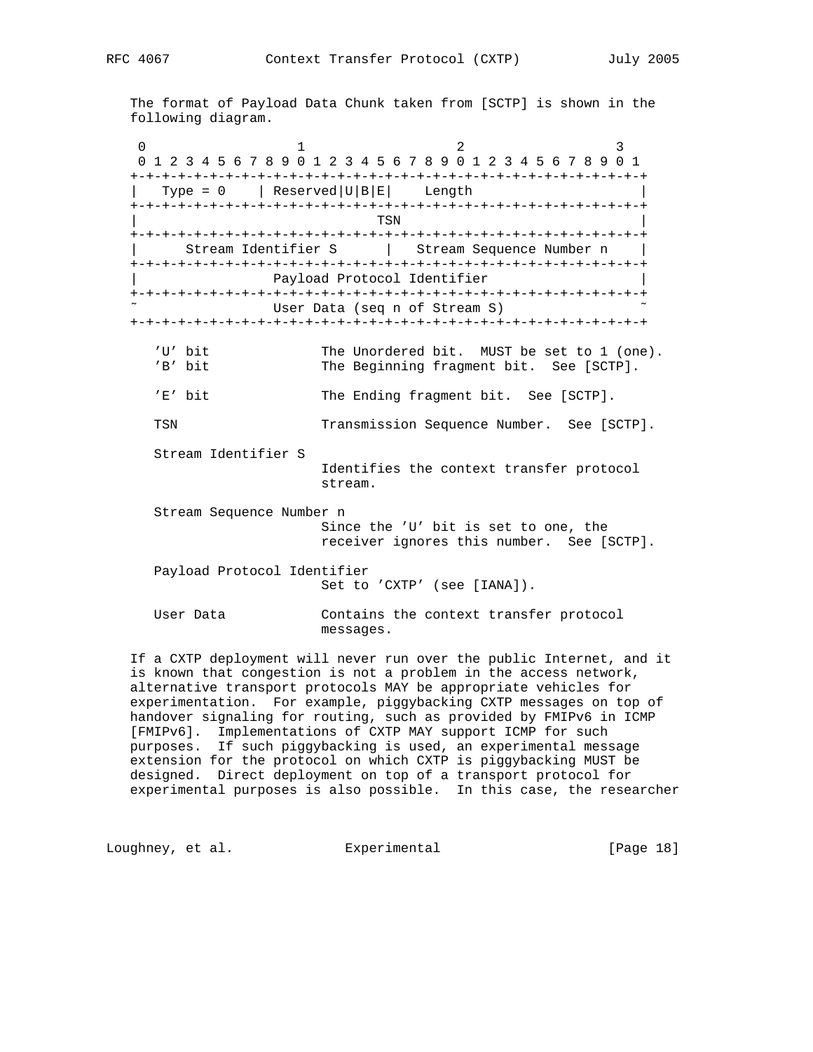The format of Payload Data Chunk taken from [SCTP] is shown in the following diagram.

```
 0                   1                   2                   3
 0 1 2 3 4 5 6 7 8 9 0 1 2 3 4 5 6 7 8 9 0 1 2 3 4 5 6 7 8 9 0 1
+-+-+-+-+-+-+-+-+-+-+-+-+-+-+-+-+-+-+-+-+-+-+-+-+-+-+-+-+-+-+-+-+
|   Type = 0    | Reserved|U|B|E|    Length                     |
+-+-+-+-+-+-+-+-+-+-+-+-+-+-+-+-+-+-+-+-+-+-+-+-+-+-+-+-+-+-+-+-+
|                              TSN                              |
+-+-+-+-+-+-+-+-+-+-+-+-+-+-+-+-+-+-+-+-+-+-+-+-+-+-+-+-+-+-+-+-+
|      Stream Identifier S      |   Stream Sequence Number n    |
+-+-+-+-+-+-+-+-+-+-+-+-+-+-+-+-+-+-+-+-+-+-+-+-+-+-+-+-+-+-+-+-+
|                  Payload Protocol Identifier                  |
+-+-+-+-+-+-+-+-+-+-+-+-+-+-+-+-+-+-+-+-+-+-+-+-+-+-+-+-+-+-+-+-+
~                 User Data (seq n of Stream S)                 ~
+-+-+-+-+-+-+-+-+-+-+-+-+-+-+-+-+-+-+-+-+-+-+-+-+-+-+-+-+-+-+-+-+
```

'U' bit — The Unordered bit. MUST be set to 1 (one).

'B' bit — The Beginning fragment bit. See [SCTP].

'E' bit — The Ending fragment bit. See [SCTP].

TSN — Transmission Sequence Number. See [SCTP].

Stream Identifier S — Identifies the context transfer protocol stream.

Stream Sequence Number n — Since the 'U' bit is set to one, the receiver ignores this number. See [SCTP].

Payload Protocol Identifier — Set to 'CXTP' (see [IANA]).

User Data — Contains the context transfer protocol messages.

If a CXTP deployment will never run over the public Internet, and it is known that congestion is not a problem in the access network, alternative transport protocols MAY be appropriate vehicles for experimentation. For example, piggybacking CXTP messages on top of handover signaling for routing, such as provided by FMIPv6 in ICMP [FMIPv6]. Implementations of CXTP MAY support ICMP for such purposes. If such piggybacking is used, an experimental message extension for the protocol on which CXTP is piggybacking MUST be designed. Direct deployment on top of a transport protocol for experimental purposes is also possible. In this case, the researcher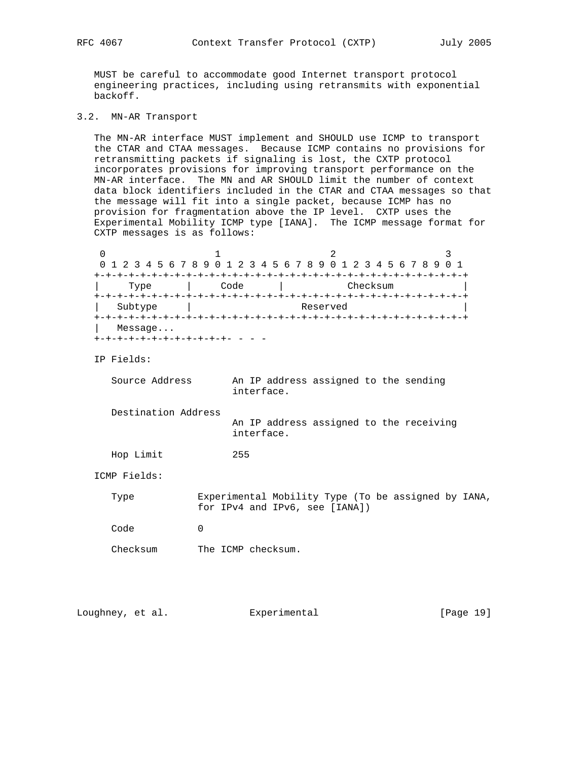MUST be careful to accommodate good Internet transport protocol engineering practices, including using retransmits with exponential backoff.

### 3.2. MN-AR Transport

The MN-AR interface MUST implement and SHOULD use ICMP to transport the CTAR and CTAA messages. Because ICMP contains no provisions for retransmitting packets if signaling is lost, the CXTP protocol incorporates provisions for improving transport performance on the MN-AR interface. The MN and AR SHOULD limit the number of context data block identifiers included in the CTAR and CTAA messages so that the message will fit into a single packet, because ICMP has no provision for fragmentation above the IP level. CXTP uses the Experimental Mobility ICMP type [IANA]. The ICMP message format for CXTP messages is as follows:

```
 0                   1                   2                   3
 0 1 2 3 4 5 6 7 8 9 0 1 2 3 4 5 6 7 8 9 0 1 2 3 4 5 6 7 8 9 0 1
+-+-+-+-+-+-+-+-+-+-+-+-+-+-+-+-+-+-+-+-+-+-+-+-+-+-+-+-+-+-+-+-+
|     Type      |     Code      |          Checksum             |
+-+-+-+-+-+-+-+-+-+-+-+-+-+-+-+-+-+-+-+-+-+-+-+-+-+-+-+-+-+-+-+-+
|   Subtype     |                   Reserved                    |
+-+-+-+-+-+-+-+-+-+-+-+-+-+-+-+-+-+-+-+-+-+-+-+-+-+-+-+-+-+-+-+-+
|   Message...
+-+-+-+-+-+-+-+-+-+-+-+-+-+-+- - - -
```

IP Fields:

```
   Source Address       An IP address assigned to the sending
                        interface.

   Destination Address
                        An IP address assigned to the receiving
                        interface.

   Hop Limit            255
```

ICMP Fields:

```
   Type           Experimental Mobility Type (To be assigned by IANA,
                  for IPv4 and IPv6, see [IANA])

   Code           0

   Checksum       The ICMP checksum.
```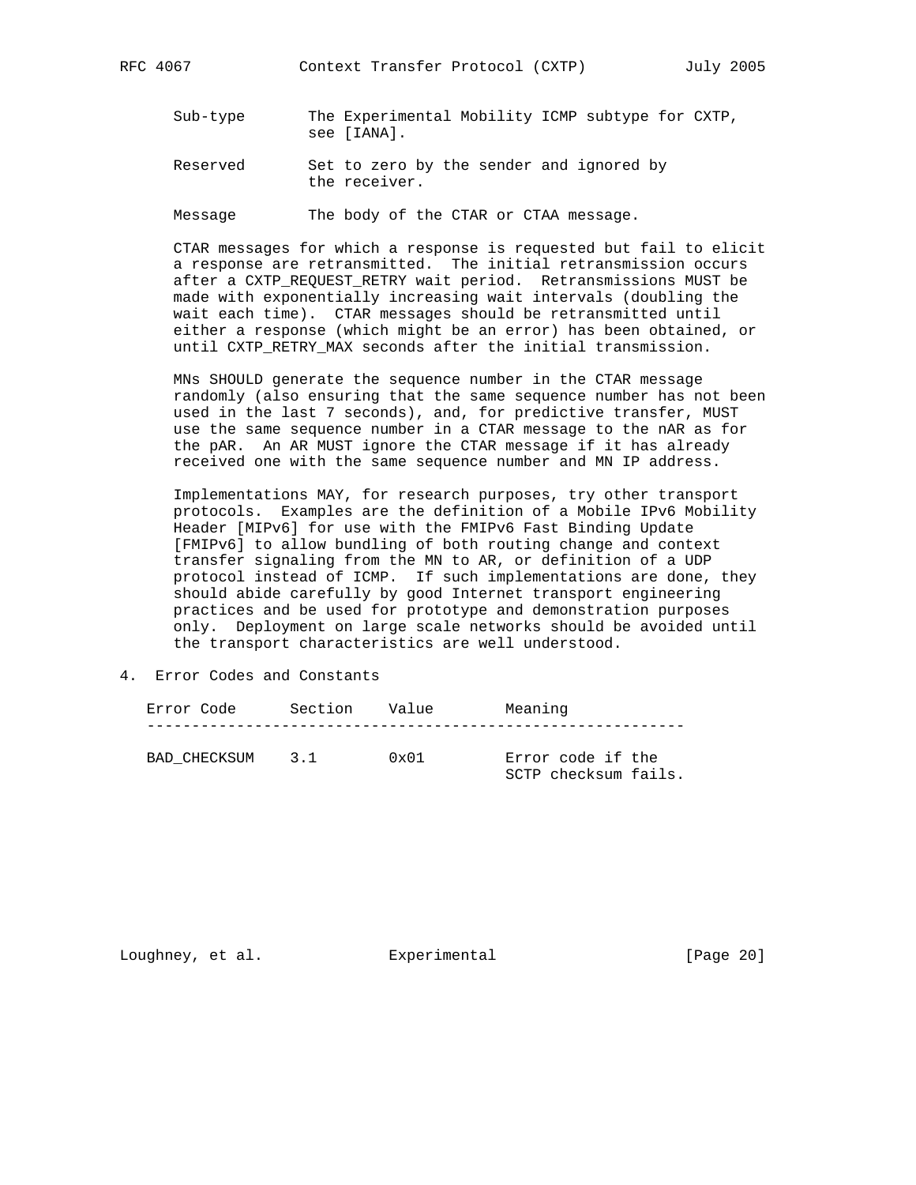Sub-type       The Experimental Mobility ICMP subtype for CXTP, see [IANA].

Reserved       Set to zero by the sender and ignored by the receiver.

Message        The body of the CTAR or CTAA message.

CTAR messages for which a response is requested but fail to elicit a response are retransmitted. The initial retransmission occurs after a CXTP_REQUEST_RETRY wait period. Retransmissions MUST be made with exponentially increasing wait intervals (doubling the wait each time). CTAR messages should be retransmitted until either a response (which might be an error) has been obtained, or until CXTP_RETRY_MAX seconds after the initial transmission.

MNs SHOULD generate the sequence number in the CTAR message randomly (also ensuring that the same sequence number has not been used in the last 7 seconds), and, for predictive transfer, MUST use the same sequence number in a CTAR message to the nAR as for the pAR. An AR MUST ignore the CTAR message if it has already received one with the same sequence number and MN IP address.

Implementations MAY, for research purposes, try other transport protocols. Examples are the definition of a Mobile IPv6 Mobility Header [MIPv6] for use with the FMIPv6 Fast Binding Update [FMIPv6] to allow bundling of both routing change and context transfer signaling from the MN to AR, or definition of a UDP protocol instead of ICMP. If such implementations are done, they should abide carefully by good Internet transport engineering practices and be used for prototype and demonstration purposes only. Deployment on large scale networks should be avoided until the transport characteristics are well understood.

## 4. Error Codes and Constants

| Error Code | Section | Value | Meaning |
|---|---|---|---|
| BAD_CHECKSUM | 3.1 | 0x01 | Error code if the SCTP checksum fails. |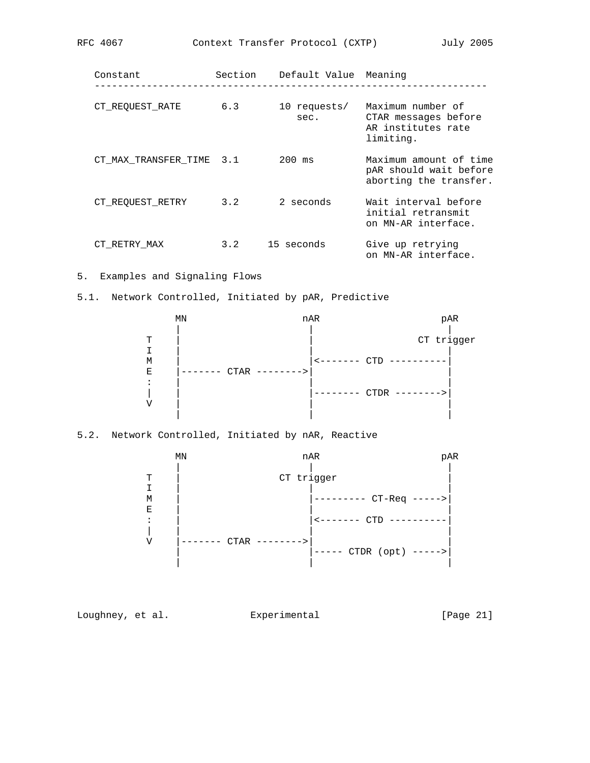| Constant | Section | Default Value | Meaning |
|---|---|---|---|
| CT_REQUEST_RATE | 6.3 | 10 requests/ sec. | Maximum number of CTAR messages before AR institutes rate limiting. |
| CT_MAX_TRANSFER_TIME | 3.1 | 200 ms | Maximum amount of time pAR should wait before aborting the transfer. |
| CT_REQUEST_RETRY | 3.2 | 2 seconds | Wait interval before initial retransmit on MN-AR interface. |
| CT_RETRY_MAX | 3.2 | 15 seconds | Give up retrying on MN-AR interface. |

## 5. Examples and Signaling Flows

### 5.1. Network Controlled, Initiated by pAR, Predictive

```
              MN                   nAR                    pAR
              |                     |                      |
         T    |                     |                  CT trigger
         I    |                     |                      |
         M    |                     |<------- CTD ----------|
         E    |------- CTAR -------->|                      |
         :    |                     |                      |
         |    |                     |-------- CTDR -------->|
         V    |                     |                      |
              |                     |                      |
```

### 5.2. Network Controlled, Initiated by nAR, Reactive

```
              MN                   nAR                    pAR
              |                     |                      |
         T    |                 CT trigger                 |
         I    |                     |                      |
         M    |                     |--------- CT-Req ----->|
         E    |                     |                      |
         :    |                     |<------- CTD ----------|
         |    |                     |                      |
         V    |------- CTAR -------->|                      |
              |                     |----- CTDR (opt) ----->|
              |                     |                      |
```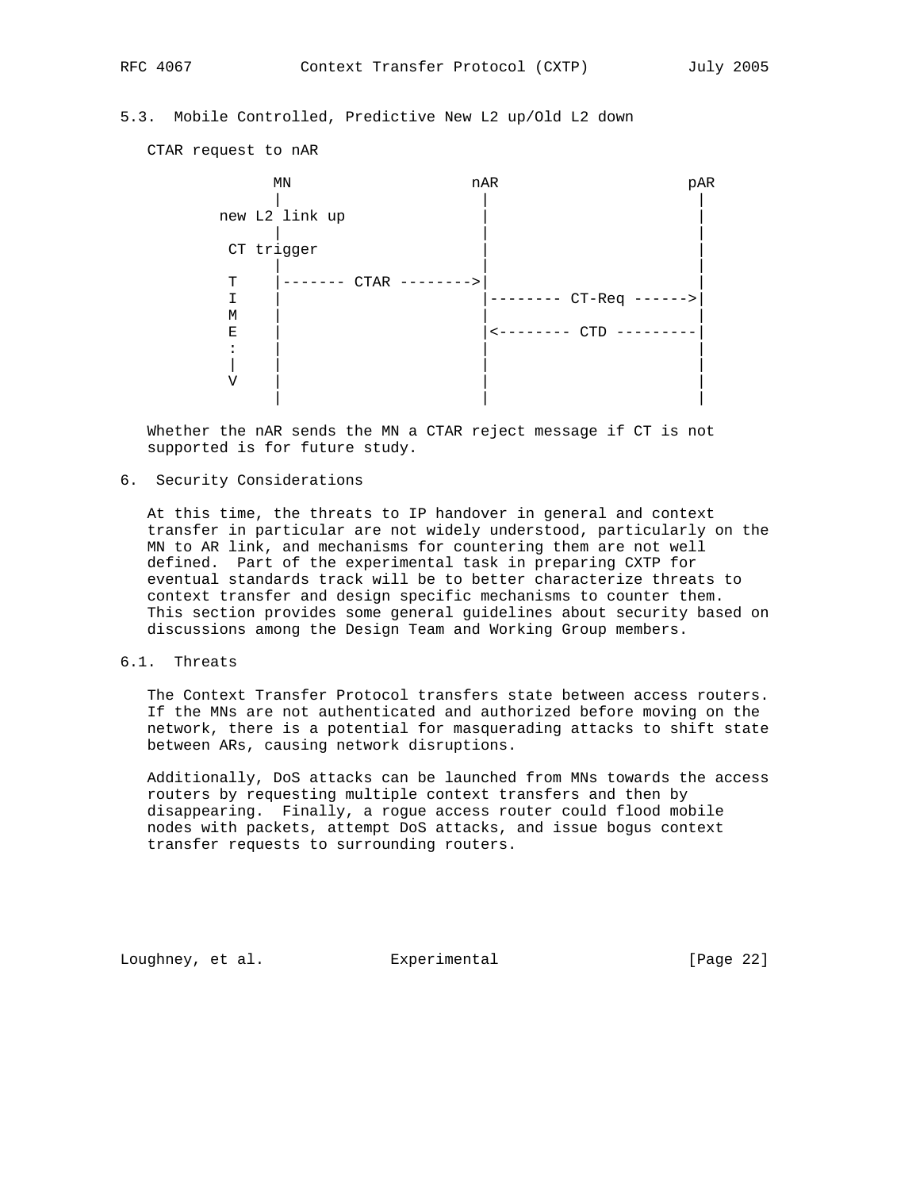## 5.3. Mobile Controlled, Predictive New L2 up/Old L2 down

CTAR request to nAR

```
              MN                   nAR                    pAR
               |                    |                      |
         new L2 link up             |                      |
               |                    |                      |
          CT trigger                |                      |
               |                    |                      |
          T    |------- CTAR -------->|                      |
          I    |                    |-------- CT-Req ------>|
          M    |                    |                      |
          E    |                    |<-------- CTD ---------|
          :    |                    |                      |
          |    |                    |                      |
          V    |                    |                      |
               |                    |                      |
```

Whether the nAR sends the MN a CTAR reject message if CT is not supported is for future study.

# 6. Security Considerations

At this time, the threats to IP handover in general and context transfer in particular are not widely understood, particularly on the MN to AR link, and mechanisms for countering them are not well defined. Part of the experimental task in preparing CXTP for eventual standards track will be to better characterize threats to context transfer and design specific mechanisms to counter them. This section provides some general guidelines about security based on discussions among the Design Team and Working Group members.

## 6.1. Threats

The Context Transfer Protocol transfers state between access routers. If the MNs are not authenticated and authorized before moving on the network, there is a potential for masquerading attacks to shift state between ARs, causing network disruptions.

Additionally, DoS attacks can be launched from MNs towards the access routers by requesting multiple context transfers and then by disappearing. Finally, a rogue access router could flood mobile nodes with packets, attempt DoS attacks, and issue bogus context transfer requests to surrounding routers.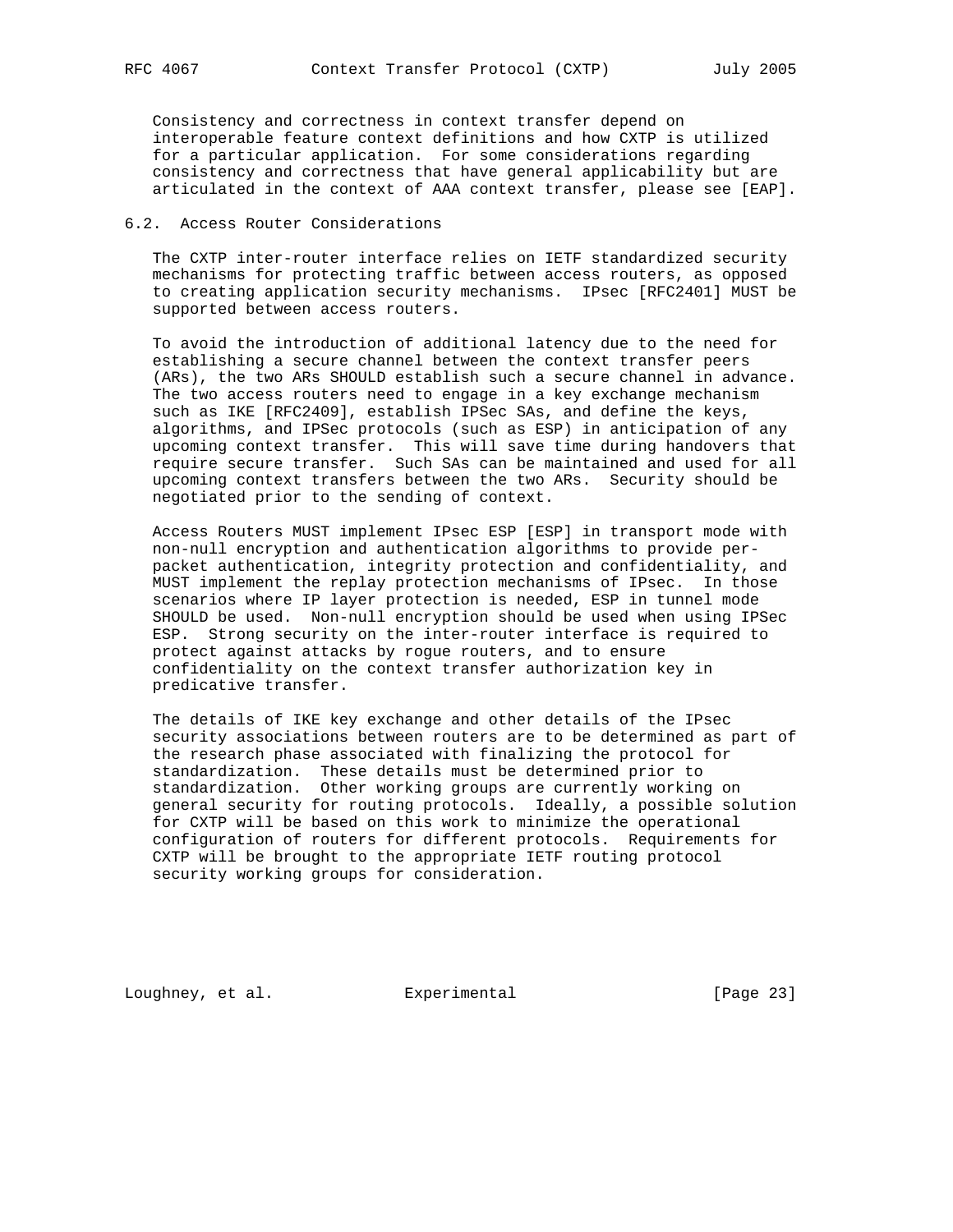Consistency and correctness in context transfer depend on interoperable feature context definitions and how CXTP is utilized for a particular application. For some considerations regarding consistency and correctness that have general applicability but are articulated in the context of AAA context transfer, please see [EAP].

## 6.2. Access Router Considerations

The CXTP inter-router interface relies on IETF standardized security mechanisms for protecting traffic between access routers, as opposed to creating application security mechanisms. IPsec [RFC2401] MUST be supported between access routers.

To avoid the introduction of additional latency due to the need for establishing a secure channel between the context transfer peers (ARs), the two ARs SHOULD establish such a secure channel in advance. The two access routers need to engage in a key exchange mechanism such as IKE [RFC2409], establish IPSec SAs, and define the keys, algorithms, and IPSec protocols (such as ESP) in anticipation of any upcoming context transfer. This will save time during handovers that require secure transfer. Such SAs can be maintained and used for all upcoming context transfers between the two ARs. Security should be negotiated prior to the sending of context.

Access Routers MUST implement IPsec ESP [ESP] in transport mode with non-null encryption and authentication algorithms to provide per-packet authentication, integrity protection and confidentiality, and MUST implement the replay protection mechanisms of IPsec. In those scenarios where IP layer protection is needed, ESP in tunnel mode SHOULD be used. Non-null encryption should be used when using IPSec ESP. Strong security on the inter-router interface is required to protect against attacks by rogue routers, and to ensure confidentiality on the context transfer authorization key in predicative transfer.

The details of IKE key exchange and other details of the IPsec security associations between routers are to be determined as part of the research phase associated with finalizing the protocol for standardization. These details must be determined prior to standardization. Other working groups are currently working on general security for routing protocols. Ideally, a possible solution for CXTP will be based on this work to minimize the operational configuration of routers for different protocols. Requirements for CXTP will be brought to the appropriate IETF routing protocol security working groups for consideration.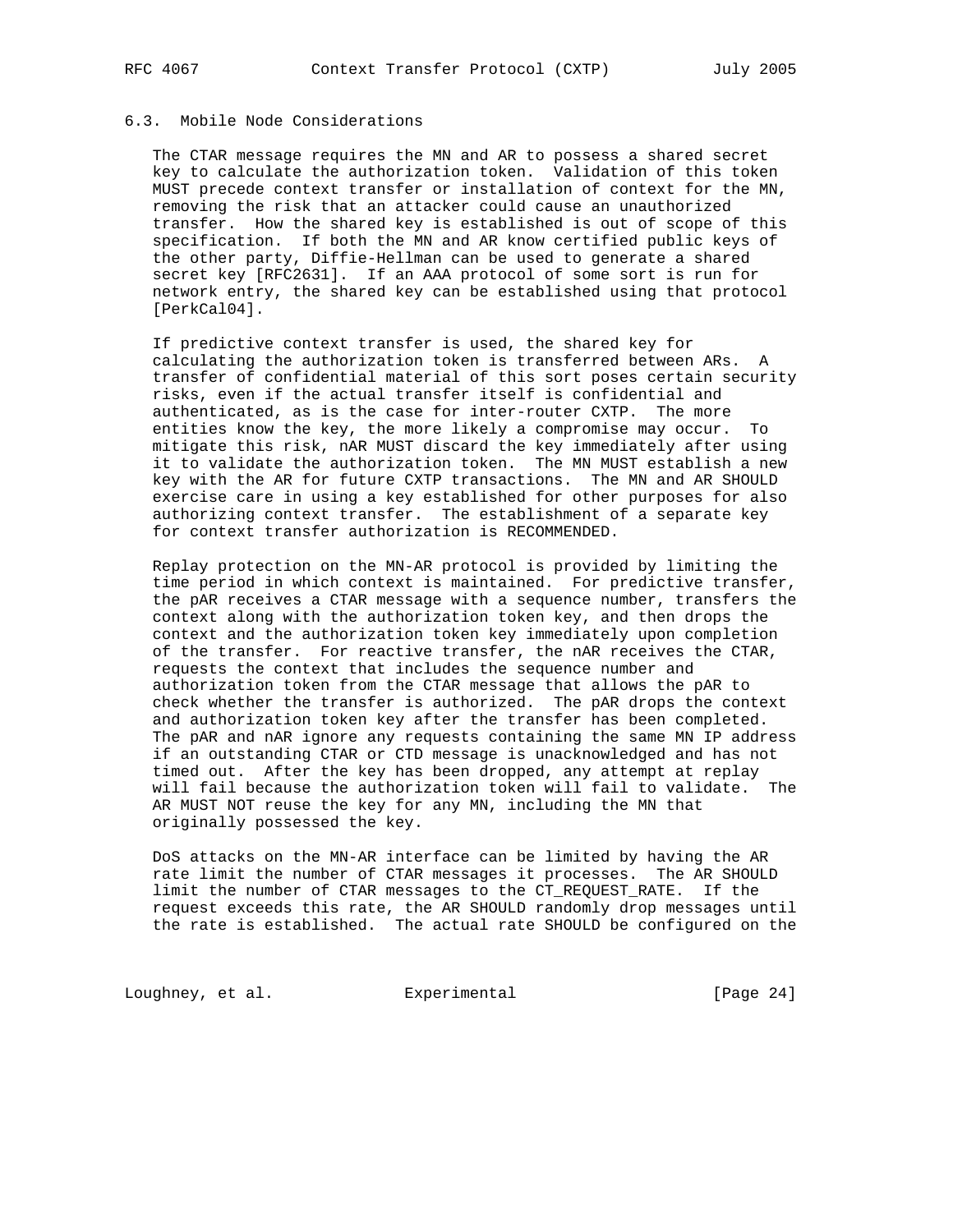### 6.3. Mobile Node Considerations

The CTAR message requires the MN and AR to possess a shared secret key to calculate the authorization token. Validation of this token MUST precede context transfer or installation of context for the MN, removing the risk that an attacker could cause an unauthorized transfer. How the shared key is established is out of scope of this specification. If both the MN and AR know certified public keys of the other party, Diffie-Hellman can be used to generate a shared secret key [RFC2631]. If an AAA protocol of some sort is run for network entry, the shared key can be established using that protocol [PerkCal04].

If predictive context transfer is used, the shared key for calculating the authorization token is transferred between ARs. A transfer of confidential material of this sort poses certain security risks, even if the actual transfer itself is confidential and authenticated, as is the case for inter-router CXTP. The more entities know the key, the more likely a compromise may occur. To mitigate this risk, nAR MUST discard the key immediately after using it to validate the authorization token. The MN MUST establish a new key with the AR for future CXTP transactions. The MN and AR SHOULD exercise care in using a key established for other purposes for also authorizing context transfer. The establishment of a separate key for context transfer authorization is RECOMMENDED.

Replay protection on the MN-AR protocol is provided by limiting the time period in which context is maintained. For predictive transfer, the pAR receives a CTAR message with a sequence number, transfers the context along with the authorization token key, and then drops the context and the authorization token key immediately upon completion of the transfer. For reactive transfer, the nAR receives the CTAR, requests the context that includes the sequence number and authorization token from the CTAR message that allows the pAR to check whether the transfer is authorized. The pAR drops the context and authorization token key after the transfer has been completed. The pAR and nAR ignore any requests containing the same MN IP address if an outstanding CTAR or CTD message is unacknowledged and has not timed out. After the key has been dropped, any attempt at replay will fail because the authorization token will fail to validate. The AR MUST NOT reuse the key for any MN, including the MN that originally possessed the key.

DoS attacks on the MN-AR interface can be limited by having the AR rate limit the number of CTAR messages it processes. The AR SHOULD limit the number of CTAR messages to the CT_REQUEST_RATE. If the request exceeds this rate, the AR SHOULD randomly drop messages until the rate is established. The actual rate SHOULD be configured on the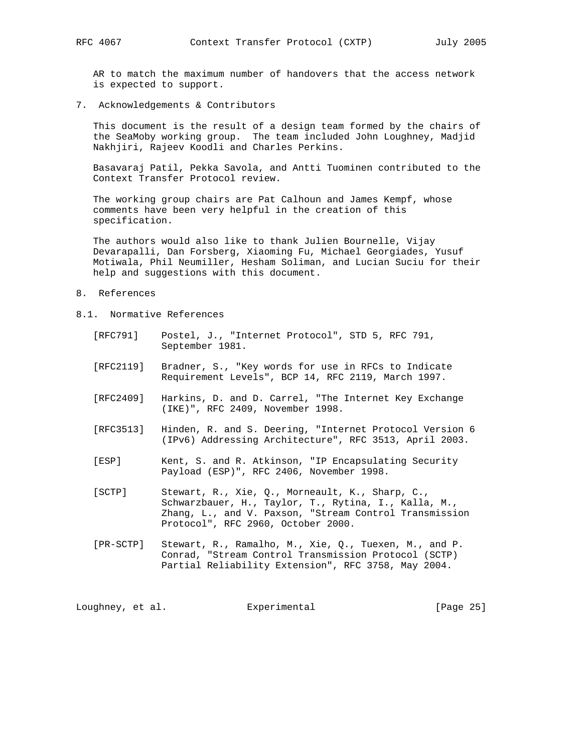AR to match the maximum number of handovers that the access network is expected to support.

## 7. Acknowledgements & Contributors

This document is the result of a design team formed by the chairs of the SeaMoby working group. The team included John Loughney, Madjid Nakhjiri, Rajeev Koodli and Charles Perkins.

Basavaraj Patil, Pekka Savola, and Antti Tuominen contributed to the Context Transfer Protocol review.

The working group chairs are Pat Calhoun and James Kempf, whose comments have been very helpful in the creation of this specification.

The authors would also like to thank Julien Bournelle, Vijay Devarapalli, Dan Forsberg, Xiaoming Fu, Michael Georgiades, Yusuf Motiwala, Phil Neumiller, Hesham Soliman, and Lucian Suciu for their help and suggestions with this document.

## 8. References

### 8.1. Normative References

[RFC791] Postel, J., "Internet Protocol", STD 5, RFC 791, September 1981.

[RFC2119] Bradner, S., "Key words for use in RFCs to Indicate Requirement Levels", BCP 14, RFC 2119, March 1997.

[RFC2409] Harkins, D. and D. Carrel, "The Internet Key Exchange (IKE)", RFC 2409, November 1998.

[RFC3513] Hinden, R. and S. Deering, "Internet Protocol Version 6 (IPv6) Addressing Architecture", RFC 3513, April 2003.

[ESP] Kent, S. and R. Atkinson, "IP Encapsulating Security Payload (ESP)", RFC 2406, November 1998.

[SCTP] Stewart, R., Xie, Q., Morneault, K., Sharp, C., Schwarzbauer, H., Taylor, T., Rytina, I., Kalla, M., Zhang, L., and V. Paxson, "Stream Control Transmission Protocol", RFC 2960, October 2000.

[PR-SCTP] Stewart, R., Ramalho, M., Xie, Q., Tuexen, M., and P. Conrad, "Stream Control Transmission Protocol (SCTP) Partial Reliability Extension", RFC 3758, May 2004.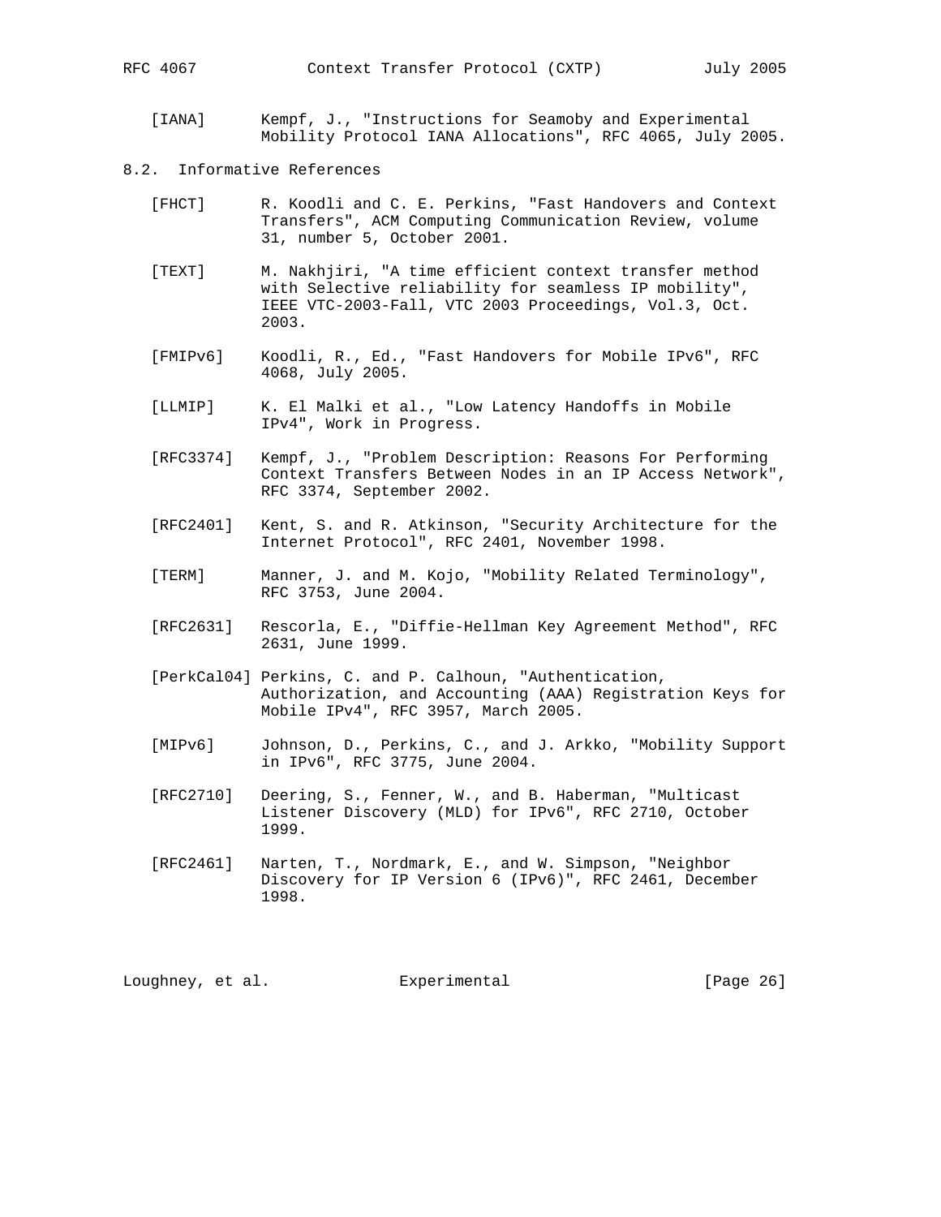[IANA] Kempf, J., "Instructions for Seamoby and Experimental Mobility Protocol IANA Allocations", RFC 4065, July 2005.

### 8.2. Informative References

[FHCT] R. Koodli and C. E. Perkins, "Fast Handovers and Context Transfers", ACM Computing Communication Review, volume 31, number 5, October 2001.

[TEXT] M. Nakhjiri, "A time efficient context transfer method with Selective reliability for seamless IP mobility", IEEE VTC-2003-Fall, VTC 2003 Proceedings, Vol.3, Oct. 2003.

[FMIPv6] Koodli, R., Ed., "Fast Handovers for Mobile IPv6", RFC 4068, July 2005.

[LLMIP] K. El Malki et al., "Low Latency Handoffs in Mobile IPv4", Work in Progress.

[RFC3374] Kempf, J., "Problem Description: Reasons For Performing Context Transfers Between Nodes in an IP Access Network", RFC 3374, September 2002.

[RFC2401] Kent, S. and R. Atkinson, "Security Architecture for the Internet Protocol", RFC 2401, November 1998.

[TERM] Manner, J. and M. Kojo, "Mobility Related Terminology", RFC 3753, June 2004.

[RFC2631] Rescorla, E., "Diffie-Hellman Key Agreement Method", RFC 2631, June 1999.

[PerkCal04] Perkins, C. and P. Calhoun, "Authentication, Authorization, and Accounting (AAA) Registration Keys for Mobile IPv4", RFC 3957, March 2005.

[MIPv6] Johnson, D., Perkins, C., and J. Arkko, "Mobility Support in IPv6", RFC 3775, June 2004.

[RFC2710] Deering, S., Fenner, W., and B. Haberman, "Multicast Listener Discovery (MLD) for IPv6", RFC 2710, October 1999.

[RFC2461] Narten, T., Nordmark, E., and W. Simpson, "Neighbor Discovery for IP Version 6 (IPv6)", RFC 2461, December 1998.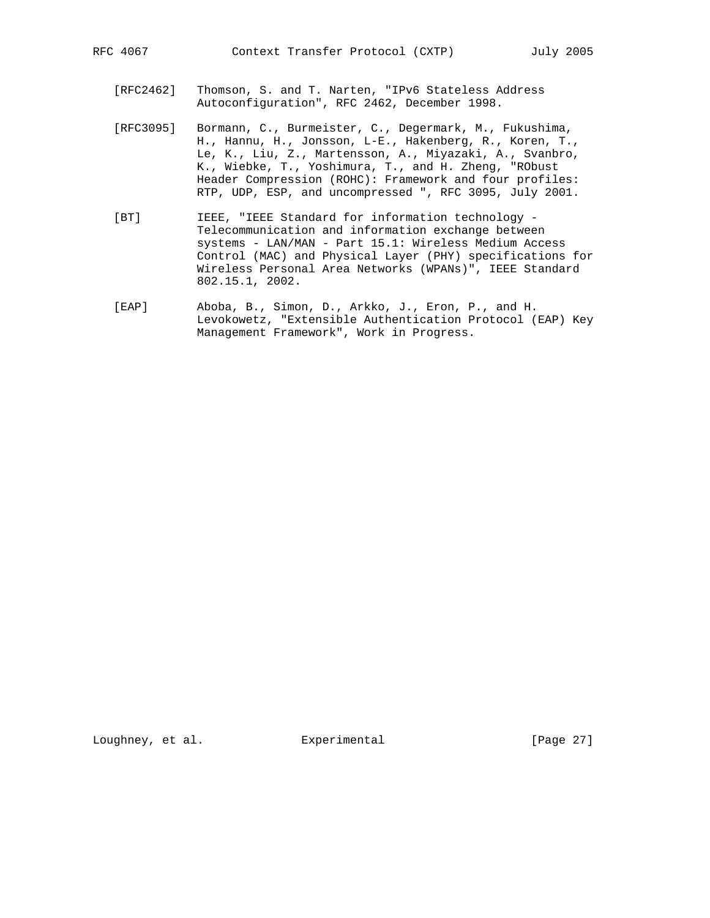[RFC2462] Thomson, S. and T. Narten, "IPv6 Stateless Address Autoconfiguration", RFC 2462, December 1998.

[RFC3095] Bormann, C., Burmeister, C., Degermark, M., Fukushima, H., Hannu, H., Jonsson, L-E., Hakenberg, R., Koren, T., Le, K., Liu, Z., Martensson, A., Miyazaki, A., Svanbro, K., Wiebke, T., Yoshimura, T., and H. Zheng, "RObust Header Compression (ROHC): Framework and four profiles: RTP, UDP, ESP, and uncompressed ", RFC 3095, July 2001.

[BT] IEEE, "IEEE Standard for information technology - Telecommunication and information exchange between systems - LAN/MAN - Part 15.1: Wireless Medium Access Control (MAC) and Physical Layer (PHY) specifications for Wireless Personal Area Networks (WPANs)", IEEE Standard 802.15.1, 2002.

[EAP] Aboba, B., Simon, D., Arkko, J., Eron, P., and H. Levokowetz, "Extensible Authentication Protocol (EAP) Key Management Framework", Work in Progress.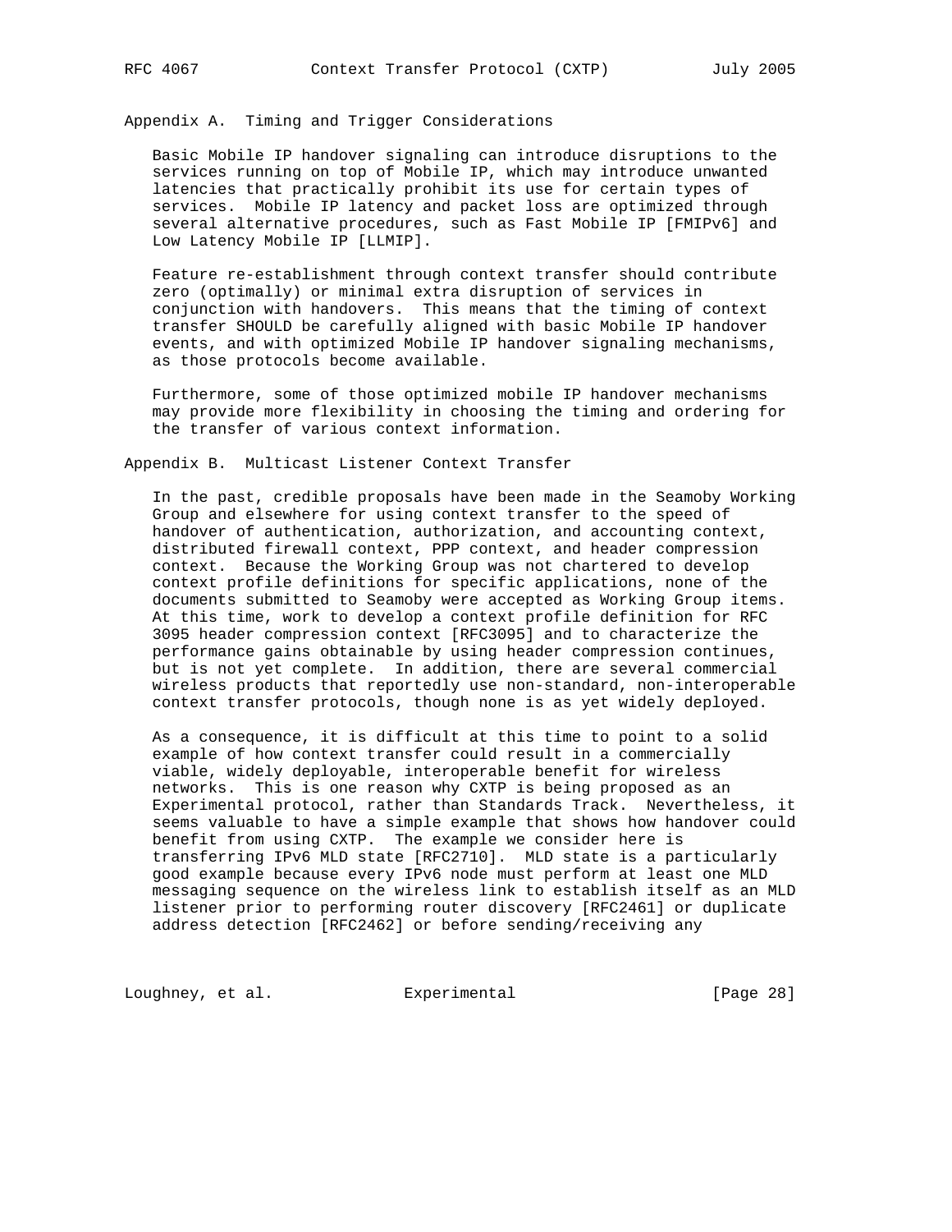## Appendix A. Timing and Trigger Considerations

Basic Mobile IP handover signaling can introduce disruptions to the services running on top of Mobile IP, which may introduce unwanted latencies that practically prohibit its use for certain types of services. Mobile IP latency and packet loss are optimized through several alternative procedures, such as Fast Mobile IP [FMIPv6] and Low Latency Mobile IP [LLMIP].

Feature re-establishment through context transfer should contribute zero (optimally) or minimal extra disruption of services in conjunction with handovers. This means that the timing of context transfer SHOULD be carefully aligned with basic Mobile IP handover events, and with optimized Mobile IP handover signaling mechanisms, as those protocols become available.

Furthermore, some of those optimized mobile IP handover mechanisms may provide more flexibility in choosing the timing and ordering for the transfer of various context information.

## Appendix B. Multicast Listener Context Transfer

In the past, credible proposals have been made in the Seamoby Working Group and elsewhere for using context transfer to the speed of handover of authentication, authorization, and accounting context, distributed firewall context, PPP context, and header compression context. Because the Working Group was not chartered to develop context profile definitions for specific applications, none of the documents submitted to Seamoby were accepted as Working Group items. At this time, work to develop a context profile definition for RFC 3095 header compression context [RFC3095] and to characterize the performance gains obtainable by using header compression continues, but is not yet complete. In addition, there are several commercial wireless products that reportedly use non-standard, non-interoperable context transfer protocols, though none is as yet widely deployed.

As a consequence, it is difficult at this time to point to a solid example of how context transfer could result in a commercially viable, widely deployable, interoperable benefit for wireless networks. This is one reason why CXTP is being proposed as an Experimental protocol, rather than Standards Track. Nevertheless, it seems valuable to have a simple example that shows how handover could benefit from using CXTP. The example we consider here is transferring IPv6 MLD state [RFC2710]. MLD state is a particularly good example because every IPv6 node must perform at least one MLD messaging sequence on the wireless link to establish itself as an MLD listener prior to performing router discovery [RFC2461] or duplicate address detection [RFC2462] or before sending/receiving any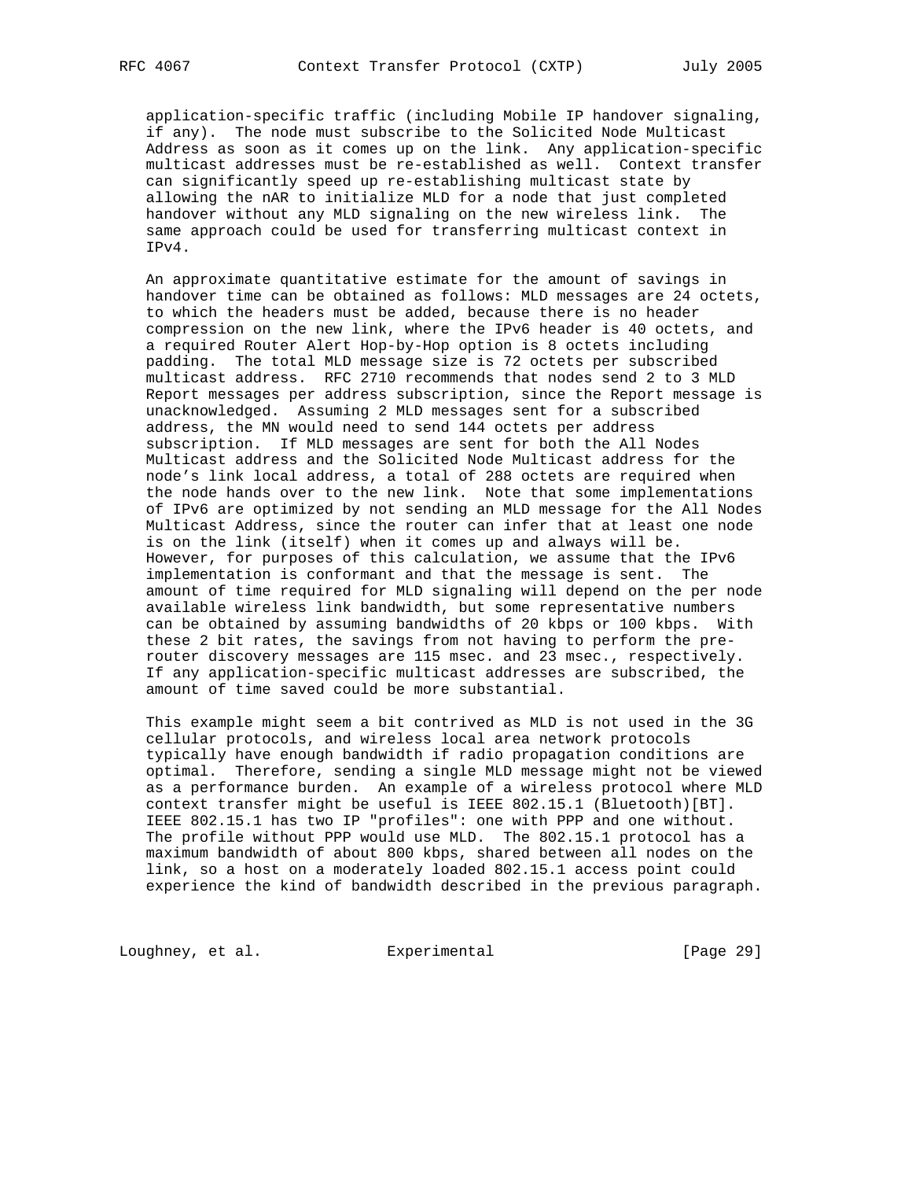application-specific traffic (including Mobile IP handover signaling, if any). The node must subscribe to the Solicited Node Multicast Address as soon as it comes up on the link. Any application-specific multicast addresses must be re-established as well. Context transfer can significantly speed up re-establishing multicast state by allowing the nAR to initialize MLD for a node that just completed handover without any MLD signaling on the new wireless link. The same approach could be used for transferring multicast context in IPv4.

An approximate quantitative estimate for the amount of savings in handover time can be obtained as follows: MLD messages are 24 octets, to which the headers must be added, because there is no header compression on the new link, where the IPv6 header is 40 octets, and a required Router Alert Hop-by-Hop option is 8 octets including padding. The total MLD message size is 72 octets per subscribed multicast address. RFC 2710 recommends that nodes send 2 to 3 MLD Report messages per address subscription, since the Report message is unacknowledged. Assuming 2 MLD messages sent for a subscribed address, the MN would need to send 144 octets per address subscription. If MLD messages are sent for both the All Nodes Multicast address and the Solicited Node Multicast address for the node's link local address, a total of 288 octets are required when the node hands over to the new link. Note that some implementations of IPv6 are optimized by not sending an MLD message for the All Nodes Multicast Address, since the router can infer that at least one node is on the link (itself) when it comes up and always will be. However, for purposes of this calculation, we assume that the IPv6 implementation is conformant and that the message is sent. The amount of time required for MLD signaling will depend on the per node available wireless link bandwidth, but some representative numbers can be obtained by assuming bandwidths of 20 kbps or 100 kbps. With these 2 bit rates, the savings from not having to perform the pre-router discovery messages are 115 msec. and 23 msec., respectively. If any application-specific multicast addresses are subscribed, the amount of time saved could be more substantial.

This example might seem a bit contrived as MLD is not used in the 3G cellular protocols, and wireless local area network protocols typically have enough bandwidth if radio propagation conditions are optimal. Therefore, sending a single MLD message might not be viewed as a performance burden. An example of a wireless protocol where MLD context transfer might be useful is IEEE 802.15.1 (Bluetooth)[BT]. IEEE 802.15.1 has two IP "profiles": one with PPP and one without. The profile without PPP would use MLD. The 802.15.1 protocol has a maximum bandwidth of about 800 kbps, shared between all nodes on the link, so a host on a moderately loaded 802.15.1 access point could experience the kind of bandwidth described in the previous paragraph.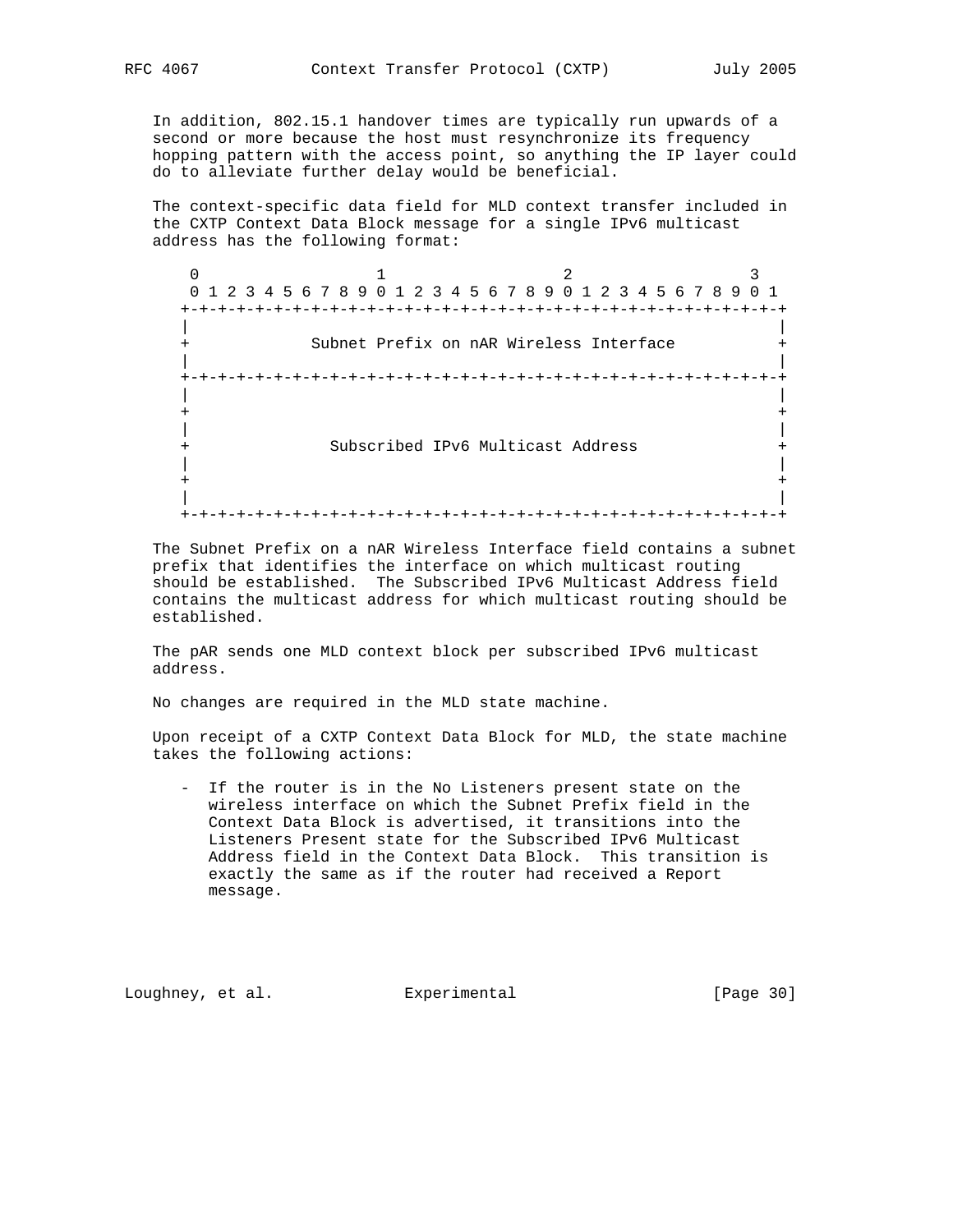In addition, 802.15.1 handover times are typically run upwards of a second or more because the host must resynchronize its frequency hopping pattern with the access point, so anything the IP layer could do to alleviate further delay would be beneficial.

The context-specific data field for MLD context transfer included in the CXTP Context Data Block message for a single IPv6 multicast address has the following format:

```
 0                   1                   2                   3
 0 1 2 3 4 5 6 7 8 9 0 1 2 3 4 5 6 7 8 9 0 1 2 3 4 5 6 7 8 9 0 1
+-+-+-+-+-+-+-+-+-+-+-+-+-+-+-+-+-+-+-+-+-+-+-+-+-+-+-+-+-+-+-+-+
|                                                               |
+             Subnet Prefix on nAR Wireless Interface           +
|                                                               |
+-+-+-+-+-+-+-+-+-+-+-+-+-+-+-+-+-+-+-+-+-+-+-+-+-+-+-+-+-+-+-+-+
|                                                               |
+                                                               +
|                                                               |
+               Subscribed IPv6 Multicast Address               +
|                                                               |
+                                                               +
|                                                               |
+-+-+-+-+-+-+-+-+-+-+-+-+-+-+-+-+-+-+-+-+-+-+-+-+-+-+-+-+-+-+-+-+
```

The Subnet Prefix on a nAR Wireless Interface field contains a subnet prefix that identifies the interface on which multicast routing should be established. The Subscribed IPv6 Multicast Address field contains the multicast address for which multicast routing should be established.

The pAR sends one MLD context block per subscribed IPv6 multicast address.

No changes are required in the MLD state machine.

Upon receipt of a CXTP Context Data Block for MLD, the state machine takes the following actions:

- If the router is in the No Listeners present state on the wireless interface on which the Subnet Prefix field in the Context Data Block is advertised, it transitions into the Listeners Present state for the Subscribed IPv6 Multicast Address field in the Context Data Block. This transition is exactly the same as if the router had received a Report message.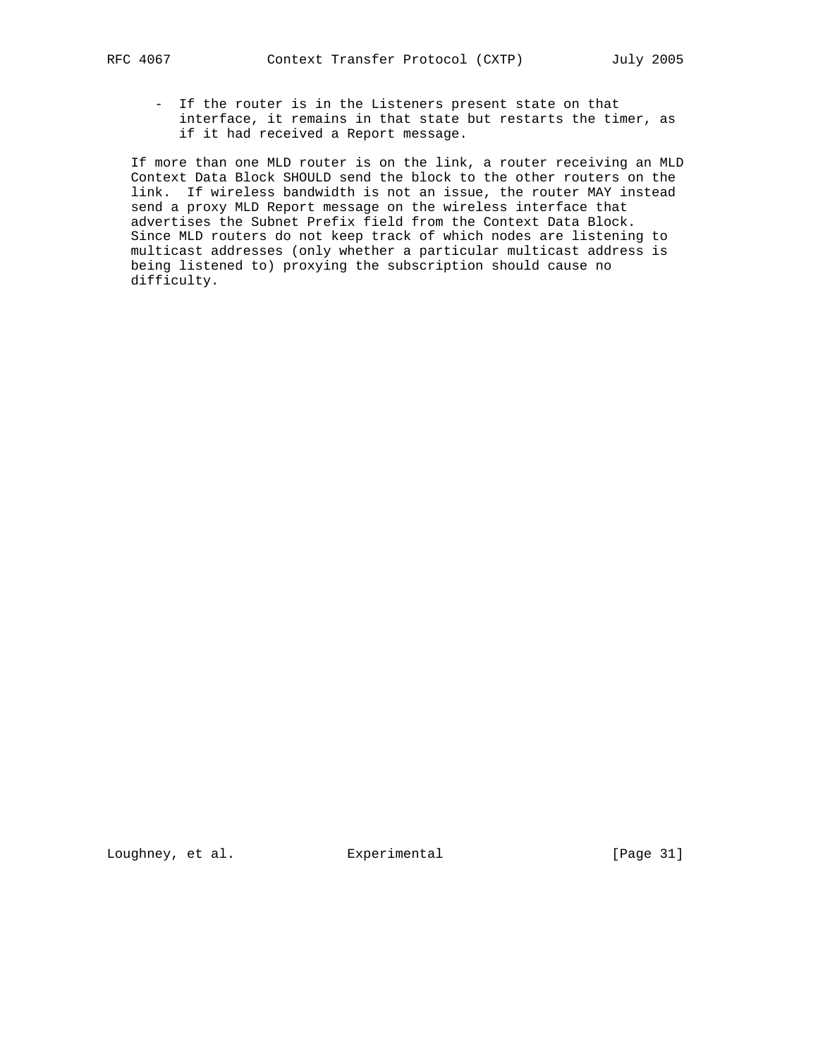- If the router is in the Listeners present state on that interface, it remains in that state but restarts the timer, as if it had received a Report message.

If more than one MLD router is on the link, a router receiving an MLD Context Data Block SHOULD send the block to the other routers on the link. If wireless bandwidth is not an issue, the router MAY instead send a proxy MLD Report message on the wireless interface that advertises the Subnet Prefix field from the Context Data Block. Since MLD routers do not keep track of which nodes are listening to multicast addresses (only whether a particular multicast address is being listened to) proxying the subscription should cause no difficulty.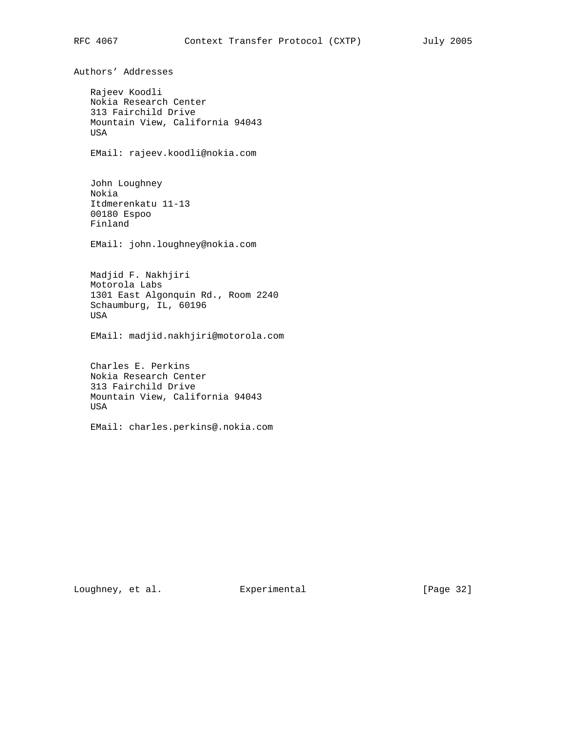## Authors' Addresses

Rajeev Koodli
Nokia Research Center
313 Fairchild Drive
Mountain View, California 94043
USA

EMail: rajeev.koodli@nokia.com

John Loughney
Nokia
Itdmerenkatu 11-13
00180 Espoo
Finland

EMail: john.loughney@nokia.com

Madjid F. Nakhjiri
Motorola Labs
1301 East Algonquin Rd., Room 2240
Schaumburg, IL, 60196
USA

EMail: madjid.nakhjiri@motorola.com

Charles E. Perkins
Nokia Research Center
313 Fairchild Drive
Mountain View, California 94043
USA

EMail: charles.perkins@.nokia.com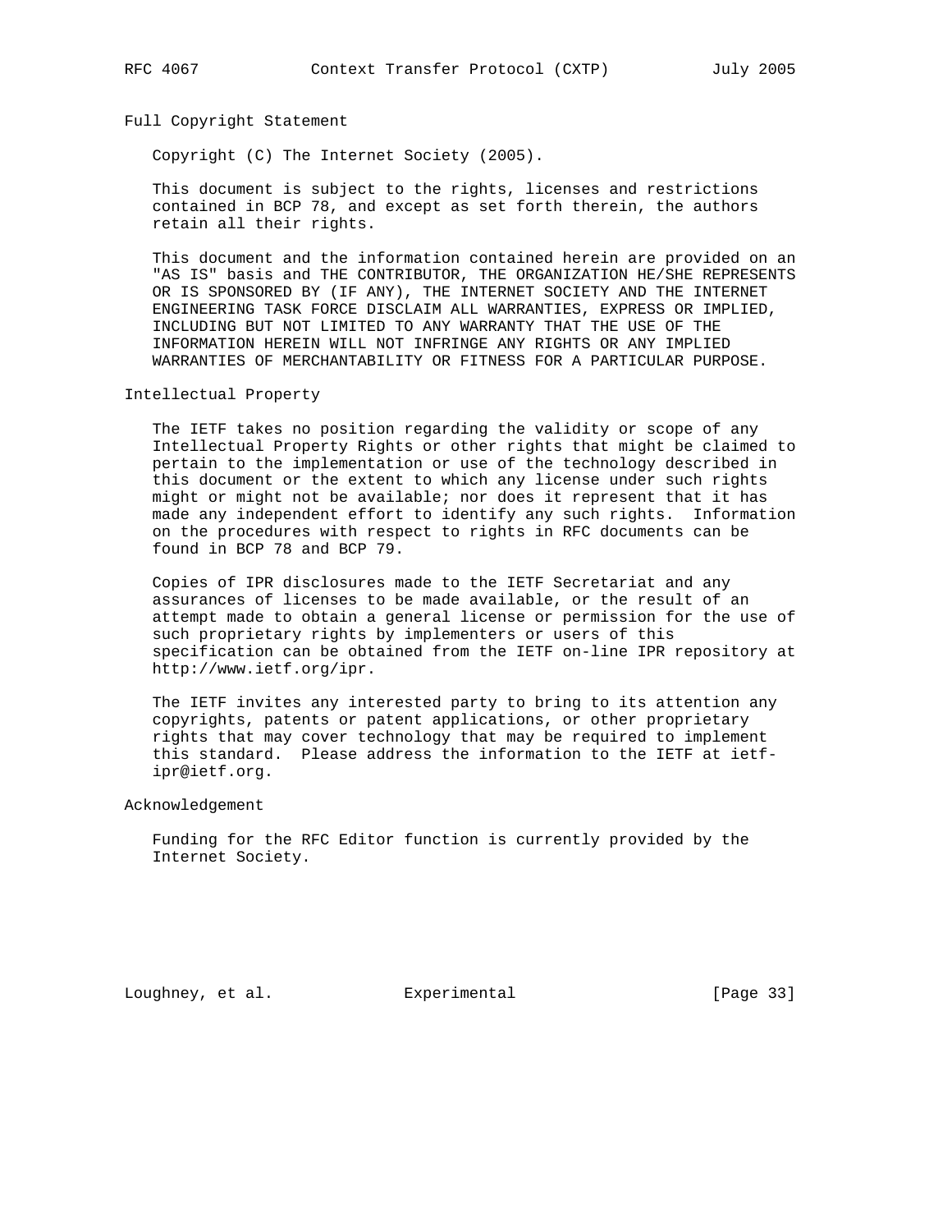## Full Copyright Statement

Copyright (C) The Internet Society (2005).

This document is subject to the rights, licenses and restrictions contained in BCP 78, and except as set forth therein, the authors retain all their rights.

This document and the information contained herein are provided on an "AS IS" basis and THE CONTRIBUTOR, THE ORGANIZATION HE/SHE REPRESENTS OR IS SPONSORED BY (IF ANY), THE INTERNET SOCIETY AND THE INTERNET ENGINEERING TASK FORCE DISCLAIM ALL WARRANTIES, EXPRESS OR IMPLIED, INCLUDING BUT NOT LIMITED TO ANY WARRANTY THAT THE USE OF THE INFORMATION HEREIN WILL NOT INFRINGE ANY RIGHTS OR ANY IMPLIED WARRANTIES OF MERCHANTABILITY OR FITNESS FOR A PARTICULAR PURPOSE.

## Intellectual Property

The IETF takes no position regarding the validity or scope of any Intellectual Property Rights or other rights that might be claimed to pertain to the implementation or use of the technology described in this document or the extent to which any license under such rights might or might not be available; nor does it represent that it has made any independent effort to identify any such rights. Information on the procedures with respect to rights in RFC documents can be found in BCP 78 and BCP 79.

Copies of IPR disclosures made to the IETF Secretariat and any assurances of licenses to be made available, or the result of an attempt made to obtain a general license or permission for the use of such proprietary rights by implementers or users of this specification can be obtained from the IETF on-line IPR repository at http://www.ietf.org/ipr.

The IETF invites any interested party to bring to its attention any copyrights, patents or patent applications, or other proprietary rights that may cover technology that may be required to implement this standard. Please address the information to the IETF at ietf-ipr@ietf.org.

## Acknowledgement

Funding for the RFC Editor function is currently provided by the Internet Society.